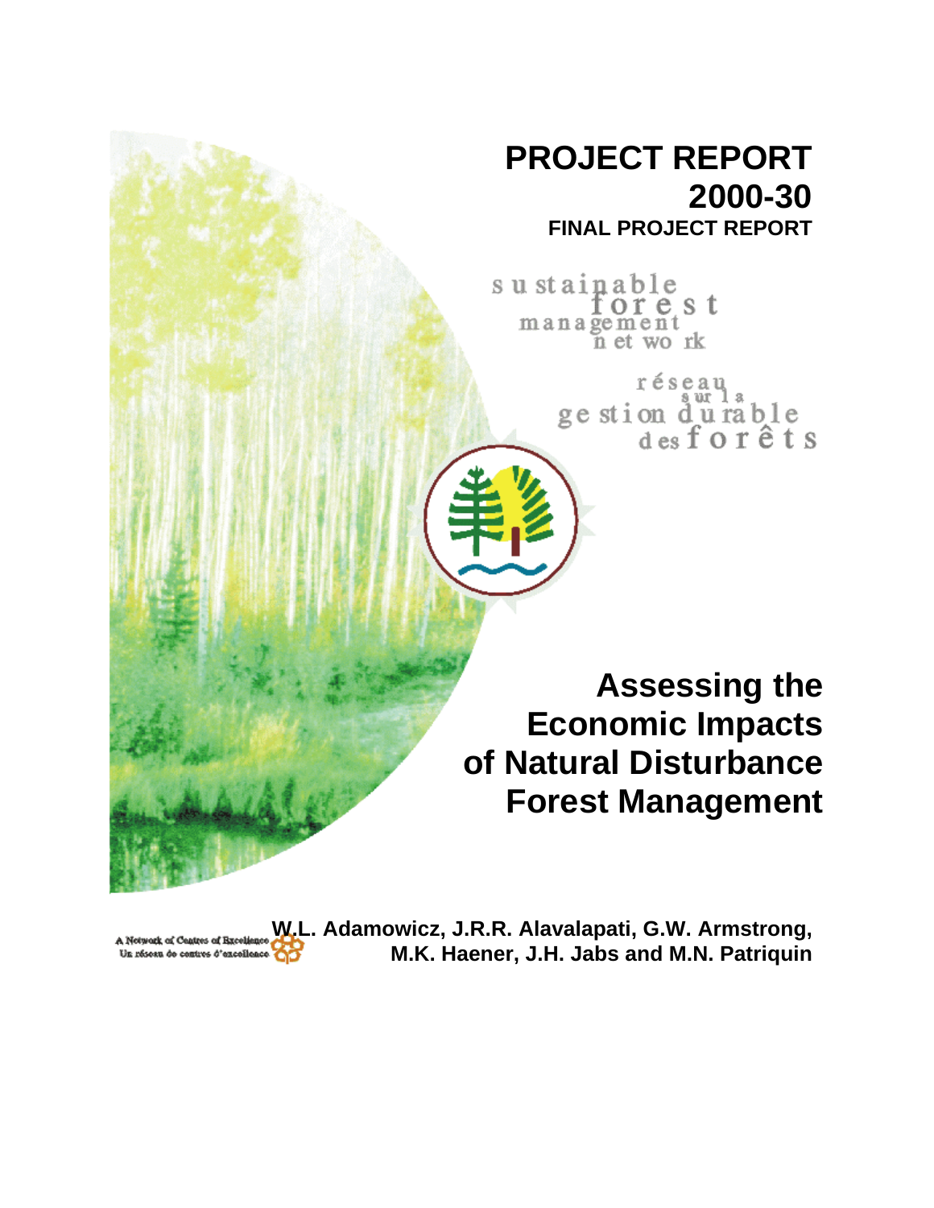# PROJECT REPORT 2000-30

**FINAL PROJECT REPORT**

sustainable forest management network

réseau sur la gestion durable des forêts

# Assessing the Economic Impacts of Natural Disturbance Forest Management

**W.L. Adamowicz, J.R.R. Alavalapati, G.W. Armstrong, M.K. Haener, J.H. Jabs and M.N. Patriquin**

A Network of Centres of Excellence
Un réseau de centres d'excellence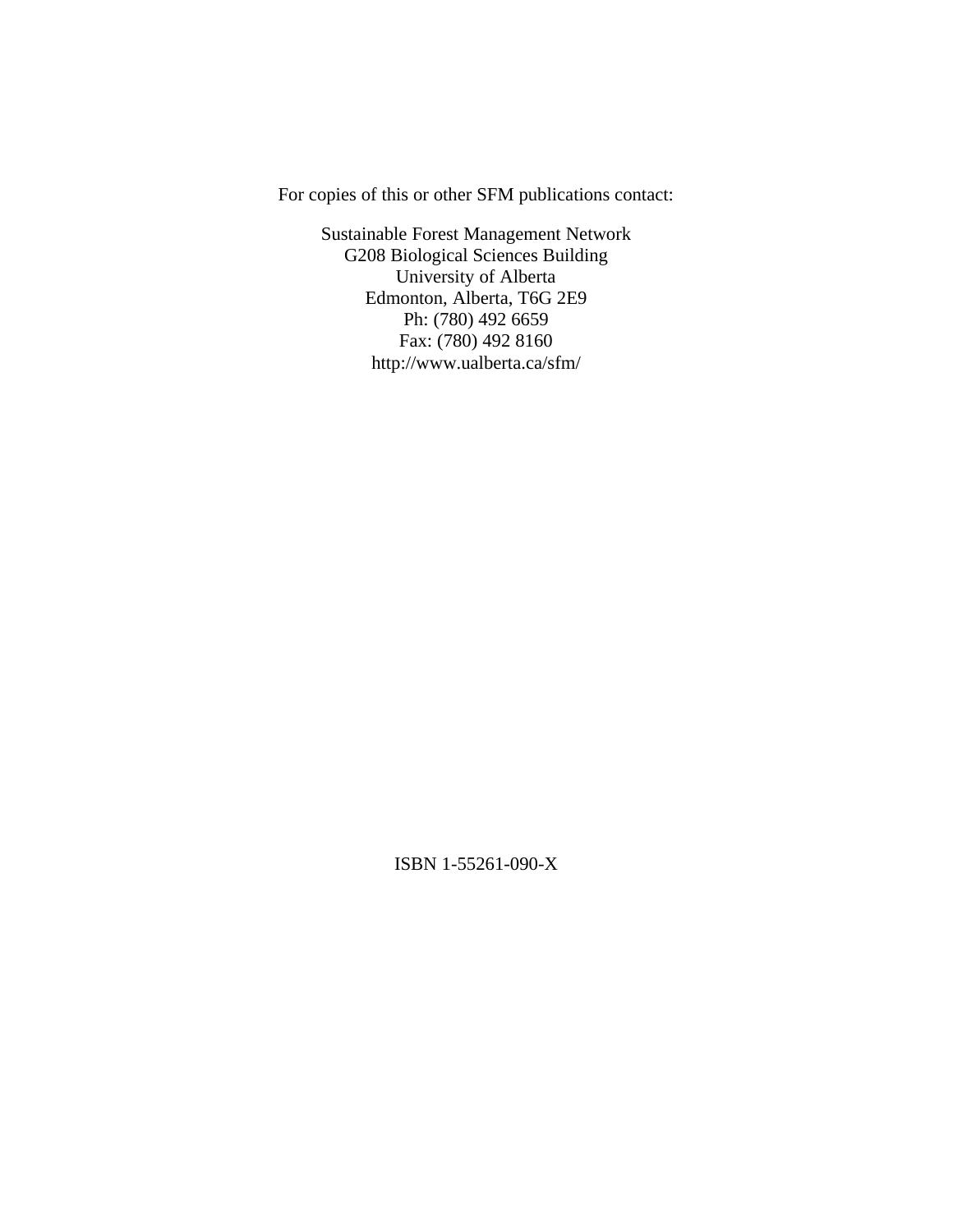For copies of this or other SFM publications contact:

Sustainable Forest Management Network
G208 Biological Sciences Building
University of Alberta
Edmonton, Alberta, T6G 2E9
Ph: (780) 492 6659
Fax: (780) 492 8160
http://www.ualberta.ca/sfm/

ISBN 1-55261-090-X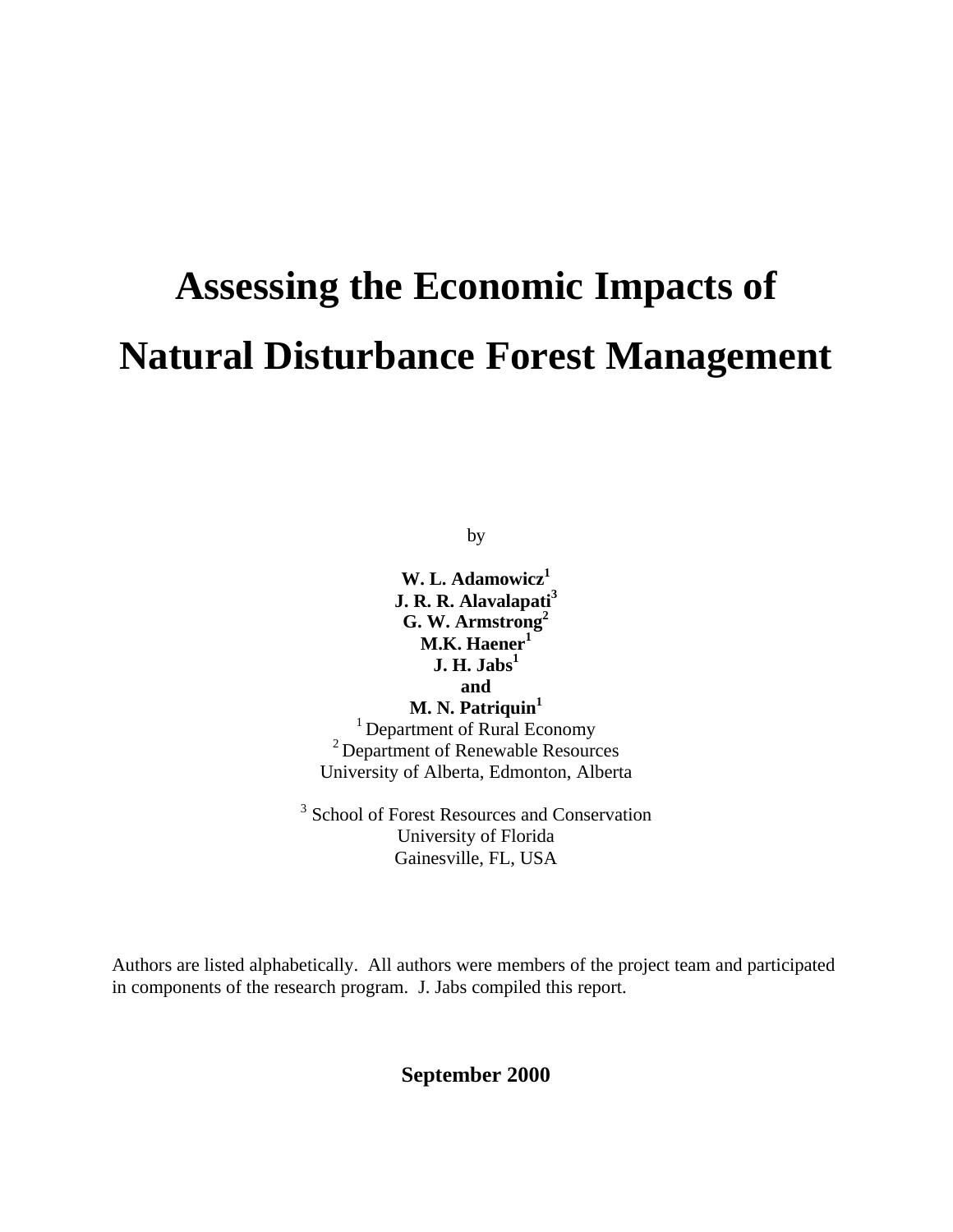# Assessing the Economic Impacts of Natural Disturbance Forest Management

by

**W. L. Adamowicz[1]**
**J. R. R. Alavalapati[3]**
**G. W. Armstrong[2]**
**M.K. Haener[1]**
**J. H. Jabs[1]**
**and**
**M. N. Patriquin[1]**

[1] Department of Rural Economy
[2] Department of Renewable Resources
University of Alberta, Edmonton, Alberta

[3] School of Forest Resources and Conservation
University of Florida
Gainesville, FL, USA

Authors are listed alphabetically. All authors were members of the project team and participated in components of the research program. J. Jabs compiled this report.

**September 2000**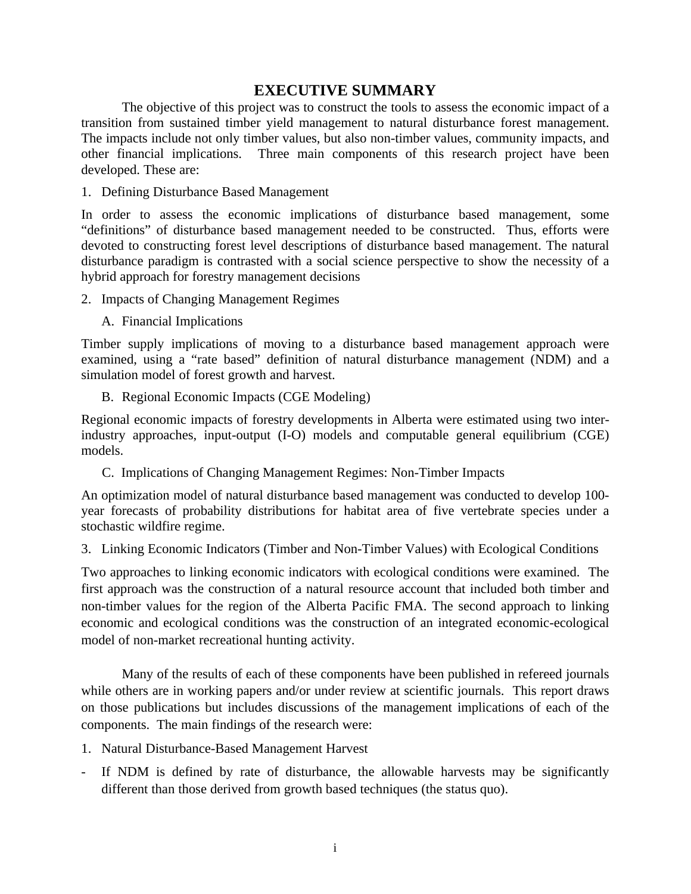# EXECUTIVE SUMMARY

The objective of this project was to construct the tools to assess the economic impact of a transition from sustained timber yield management to natural disturbance forest management. The impacts include not only timber values, but also non-timber values, community impacts, and other financial implications. Three main components of this research project have been developed. These are:

1. Defining Disturbance Based Management

In order to assess the economic implications of disturbance based management, some “definitions” of disturbance based management needed to be constructed. Thus, efforts were devoted to constructing forest level descriptions of disturbance based management. The natural disturbance paradigm is contrasted with a social science perspective to show the necessity of a hybrid approach for forestry management decisions

2. Impacts of Changing Management Regimes

   A. Financial Implications

Timber supply implications of moving to a disturbance based management approach were examined, using a “rate based” definition of natural disturbance management (NDM) and a simulation model of forest growth and harvest.

   B. Regional Economic Impacts (CGE Modeling)

Regional economic impacts of forestry developments in Alberta were estimated using two inter-industry approaches, input-output (I-O) models and computable general equilibrium (CGE) models.

   C. Implications of Changing Management Regimes: Non-Timber Impacts

An optimization model of natural disturbance based management was conducted to develop 100-year forecasts of probability distributions for habitat area of five vertebrate species under a stochastic wildfire regime.

3. Linking Economic Indicators (Timber and Non-Timber Values) with Ecological Conditions

Two approaches to linking economic indicators with ecological conditions were examined. The first approach was the construction of a natural resource account that included both timber and non-timber values for the region of the Alberta Pacific FMA. The second approach to linking economic and ecological conditions was the construction of an integrated economic-ecological model of non-market recreational hunting activity.

Many of the results of each of these components have been published in refereed journals while others are in working papers and/or under review at scientific journals. This report draws on those publications but includes discussions of the management implications of each of the components. The main findings of the research were:

1. Natural Disturbance-Based Management Harvest

- If NDM is defined by rate of disturbance, the allowable harvests may be significantly different than those derived from growth based techniques (the status quo).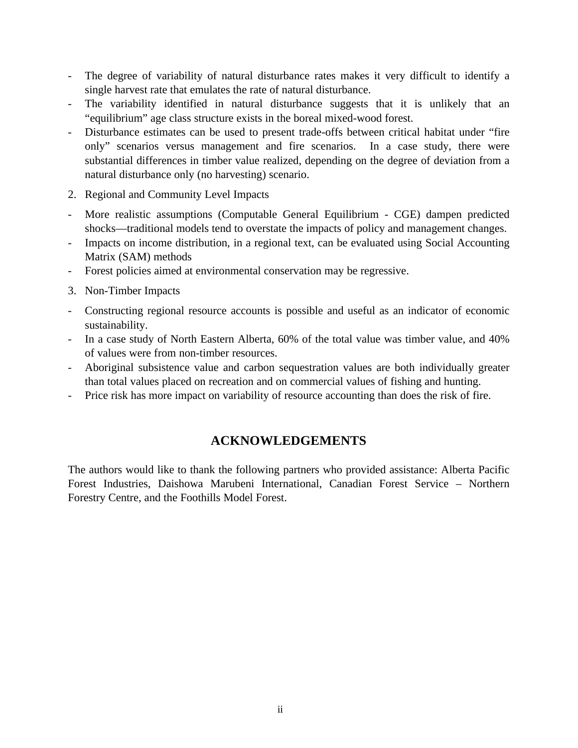- The degree of variability of natural disturbance rates makes it very difficult to identify a single harvest rate that emulates the rate of natural disturbance.
- The variability identified in natural disturbance suggests that it is unlikely that an "equilibrium" age class structure exists in the boreal mixed-wood forest.
- Disturbance estimates can be used to present trade-offs between critical habitat under "fire only" scenarios versus management and fire scenarios. In a case study, there were substantial differences in timber value realized, depending on the degree of deviation from a natural disturbance only (no harvesting) scenario.

2. Regional and Community Level Impacts

- More realistic assumptions (Computable General Equilibrium - CGE) dampen predicted shocks—traditional models tend to overstate the impacts of policy and management changes.
- Impacts on income distribution, in a regional text, can be evaluated using Social Accounting Matrix (SAM) methods
- Forest policies aimed at environmental conservation may be regressive.

3. Non-Timber Impacts

- Constructing regional resource accounts is possible and useful as an indicator of economic sustainability.
- In a case study of North Eastern Alberta, 60% of the total value was timber value, and 40% of values were from non-timber resources.
- Aboriginal subsistence value and carbon sequestration values are both individually greater than total values placed on recreation and on commercial values of fishing and hunting.
- Price risk has more impact on variability of resource accounting than does the risk of fire.

## ACKNOWLEDGEMENTS

The authors would like to thank the following partners who provided assistance: Alberta Pacific Forest Industries, Daishowa Marubeni International, Canadian Forest Service – Northern Forestry Centre, and the Foothills Model Forest.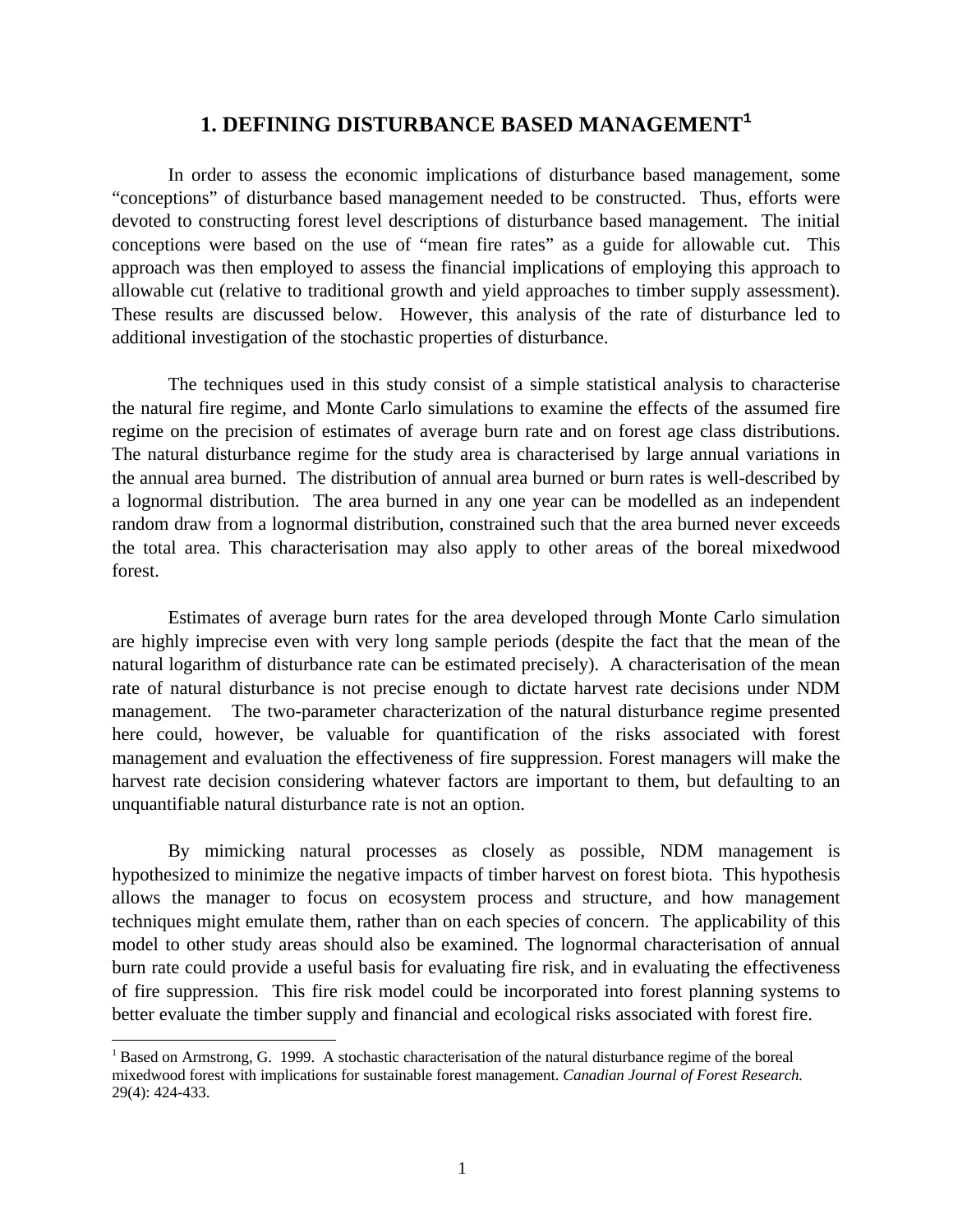# 1. DEFINING DISTURBANCE BASED MANAGEMENT[1]

In order to assess the economic implications of disturbance based management, some "conceptions" of disturbance based management needed to be constructed. Thus, efforts were devoted to constructing forest level descriptions of disturbance based management. The initial conceptions were based on the use of "mean fire rates" as a guide for allowable cut. This approach was then employed to assess the financial implications of employing this approach to allowable cut (relative to traditional growth and yield approaches to timber supply assessment). These results are discussed below. However, this analysis of the rate of disturbance led to additional investigation of the stochastic properties of disturbance.

The techniques used in this study consist of a simple statistical analysis to characterise the natural fire regime, and Monte Carlo simulations to examine the effects of the assumed fire regime on the precision of estimates of average burn rate and on forest age class distributions. The natural disturbance regime for the study area is characterised by large annual variations in the annual area burned. The distribution of annual area burned or burn rates is well-described by a lognormal distribution. The area burned in any one year can be modelled as an independent random draw from a lognormal distribution, constrained such that the area burned never exceeds the total area. This characterisation may also apply to other areas of the boreal mixedwood forest.

Estimates of average burn rates for the area developed through Monte Carlo simulation are highly imprecise even with very long sample periods (despite the fact that the mean of the natural logarithm of disturbance rate can be estimated precisely). A characterisation of the mean rate of natural disturbance is not precise enough to dictate harvest rate decisions under NDM management. The two-parameter characterization of the natural disturbance regime presented here could, however, be valuable for quantification of the risks associated with forest management and evaluation the effectiveness of fire suppression. Forest managers will make the harvest rate decision considering whatever factors are important to them, but defaulting to an unquantifiable natural disturbance rate is not an option.

By mimicking natural processes as closely as possible, NDM management is hypothesized to minimize the negative impacts of timber harvest on forest biota. This hypothesis allows the manager to focus on ecosystem process and structure, and how management techniques might emulate them, rather than on each species of concern. The applicability of this model to other study areas should also be examined. The lognormal characterisation of annual burn rate could provide a useful basis for evaluating fire risk, and in evaluating the effectiveness of fire suppression. This fire risk model could be incorporated into forest planning systems to better evaluate the timber supply and financial and ecological risks associated with forest fire.

---

[1] Based on Armstrong, G. 1999. A stochastic characterisation of the natural disturbance regime of the boreal mixedwood forest with implications for sustainable forest management. *Canadian Journal of Forest Research.* 29(4): 424-433.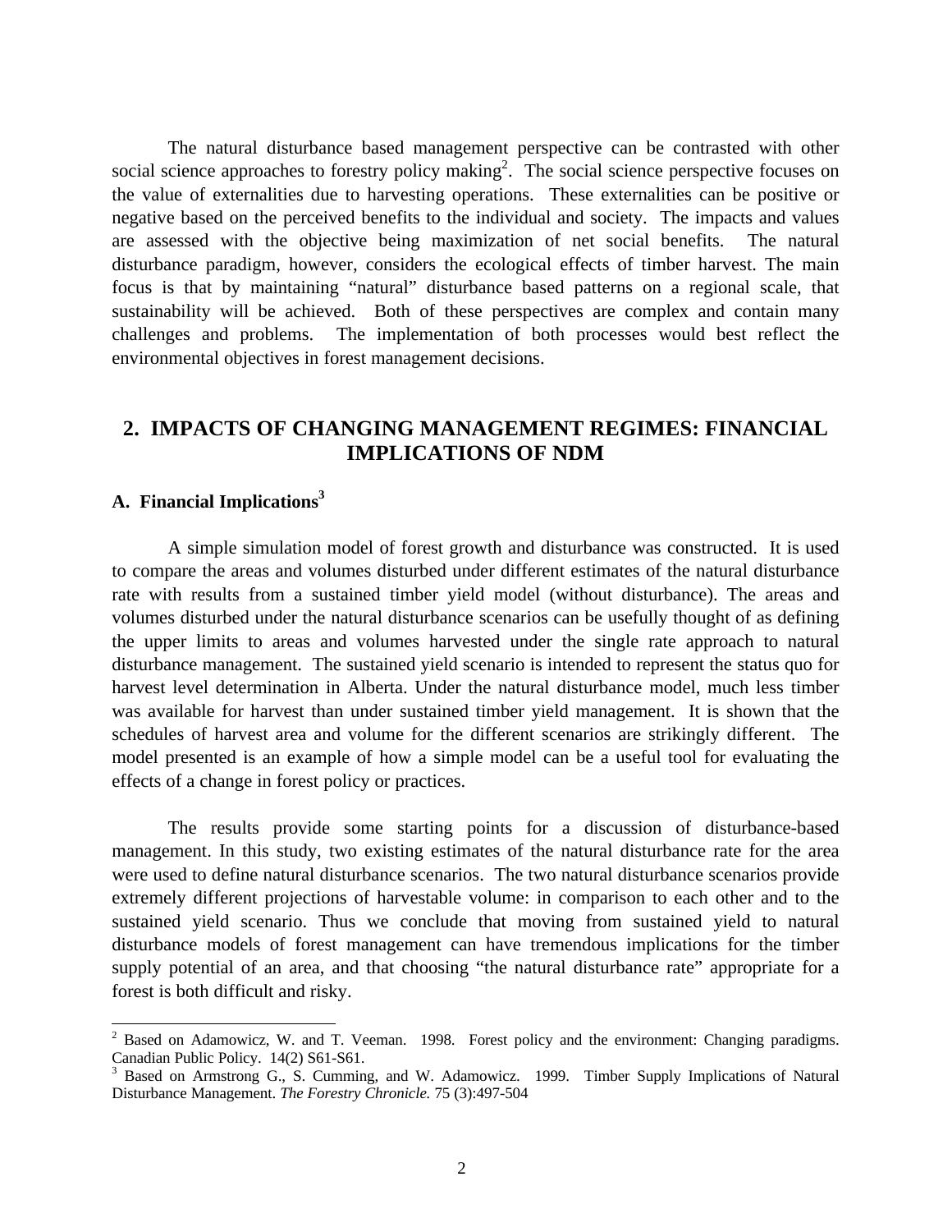The natural disturbance based management perspective can be contrasted with other social science approaches to forestry policy making[2]. The social science perspective focuses on the value of externalities due to harvesting operations. These externalities can be positive or negative based on the perceived benefits to the individual and society. The impacts and values are assessed with the objective being maximization of net social benefits. The natural disturbance paradigm, however, considers the ecological effects of timber harvest. The main focus is that by maintaining "natural" disturbance based patterns on a regional scale, that sustainability will be achieved. Both of these perspectives are complex and contain many challenges and problems. The implementation of both processes would best reflect the environmental objectives in forest management decisions.

## 2. IMPACTS OF CHANGING MANAGEMENT REGIMES: FINANCIAL IMPLICATIONS OF NDM

### A. Financial Implications[3]

A simple simulation model of forest growth and disturbance was constructed. It is used to compare the areas and volumes disturbed under different estimates of the natural disturbance rate with results from a sustained timber yield model (without disturbance). The areas and volumes disturbed under the natural disturbance scenarios can be usefully thought of as defining the upper limits to areas and volumes harvested under the single rate approach to natural disturbance management. The sustained yield scenario is intended to represent the status quo for harvest level determination in Alberta. Under the natural disturbance model, much less timber was available for harvest than under sustained timber yield management. It is shown that the schedules of harvest area and volume for the different scenarios are strikingly different. The model presented is an example of how a simple model can be a useful tool for evaluating the effects of a change in forest policy or practices.

The results provide some starting points for a discussion of disturbance-based management. In this study, two existing estimates of the natural disturbance rate for the area were used to define natural disturbance scenarios. The two natural disturbance scenarios provide extremely different projections of harvestable volume: in comparison to each other and to the sustained yield scenario. Thus we conclude that moving from sustained yield to natural disturbance models of forest management can have tremendous implications for the timber supply potential of an area, and that choosing "the natural disturbance rate" appropriate for a forest is both difficult and risky.

---

[2] Based on Adamowicz, W. and T. Veeman. 1998. Forest policy and the environment: Changing paradigms. Canadian Public Policy. 14(2) S61-S61.

[3] Based on Armstrong G., S. Cumming, and W. Adamowicz. 1999. Timber Supply Implications of Natural Disturbance Management. *The Forestry Chronicle.* 75 (3):497-504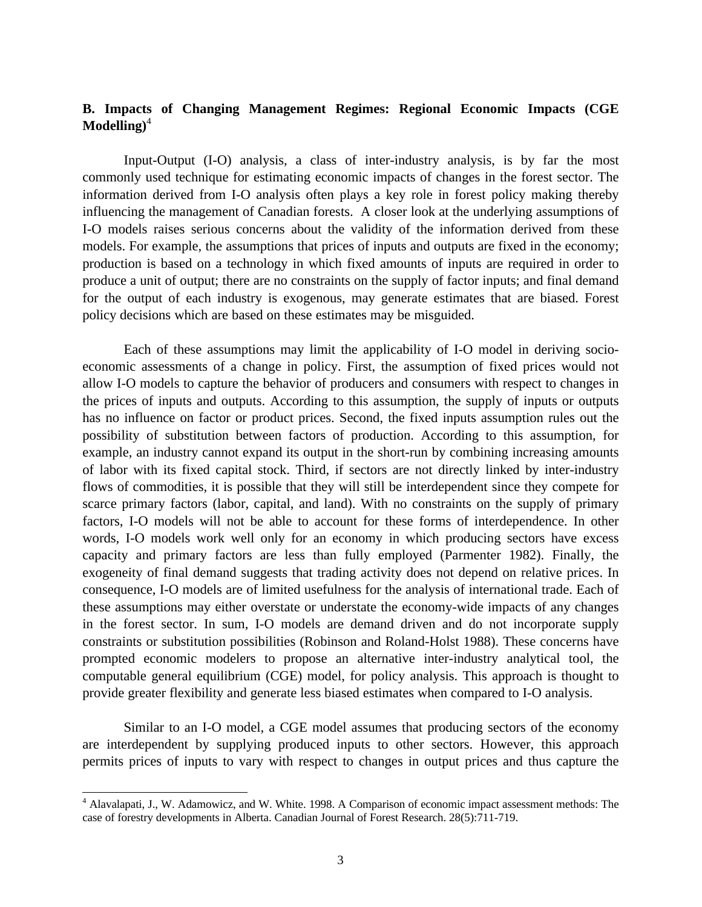### B. Impacts of Changing Management Regimes: Regional Economic Impacts (CGE Modelling)[4]

Input-Output (I-O) analysis, a class of inter-industry analysis, is by far the most commonly used technique for estimating economic impacts of changes in the forest sector. The information derived from I-O analysis often plays a key role in forest policy making thereby influencing the management of Canadian forests. A closer look at the underlying assumptions of I-O models raises serious concerns about the validity of the information derived from these models. For example, the assumptions that prices of inputs and outputs are fixed in the economy; production is based on a technology in which fixed amounts of inputs are required in order to produce a unit of output; there are no constraints on the supply of factor inputs; and final demand for the output of each industry is exogenous, may generate estimates that are biased. Forest policy decisions which are based on these estimates may be misguided.

Each of these assumptions may limit the applicability of I-O model in deriving socio-economic assessments of a change in policy. First, the assumption of fixed prices would not allow I-O models to capture the behavior of producers and consumers with respect to changes in the prices of inputs and outputs. According to this assumption, the supply of inputs or outputs has no influence on factor or product prices. Second, the fixed inputs assumption rules out the possibility of substitution between factors of production. According to this assumption, for example, an industry cannot expand its output in the short-run by combining increasing amounts of labor with its fixed capital stock. Third, if sectors are not directly linked by inter-industry flows of commodities, it is possible that they will still be interdependent since they compete for scarce primary factors (labor, capital, and land). With no constraints on the supply of primary factors, I-O models will not be able to account for these forms of interdependence. In other words, I-O models work well only for an economy in which producing sectors have excess capacity and primary factors are less than fully employed (Parmenter 1982). Finally, the exogeneity of final demand suggests that trading activity does not depend on relative prices. In consequence, I-O models are of limited usefulness for the analysis of international trade. Each of these assumptions may either overstate or understate the economy-wide impacts of any changes in the forest sector. In sum, I-O models are demand driven and do not incorporate supply constraints or substitution possibilities (Robinson and Roland-Holst 1988). These concerns have prompted economic modelers to propose an alternative inter-industry analytical tool, the computable general equilibrium (CGE) model, for policy analysis. This approach is thought to provide greater flexibility and generate less biased estimates when compared to I-O analysis.

Similar to an I-O model, a CGE model assumes that producing sectors of the economy are interdependent by supplying produced inputs to other sectors. However, this approach permits prices of inputs to vary with respect to changes in output prices and thus capture the

[4] Alavalapati, J., W. Adamowicz, and W. White. 1998. A Comparison of economic impact assessment methods: The case of forestry developments in Alberta. Canadian Journal of Forest Research. 28(5):711-719.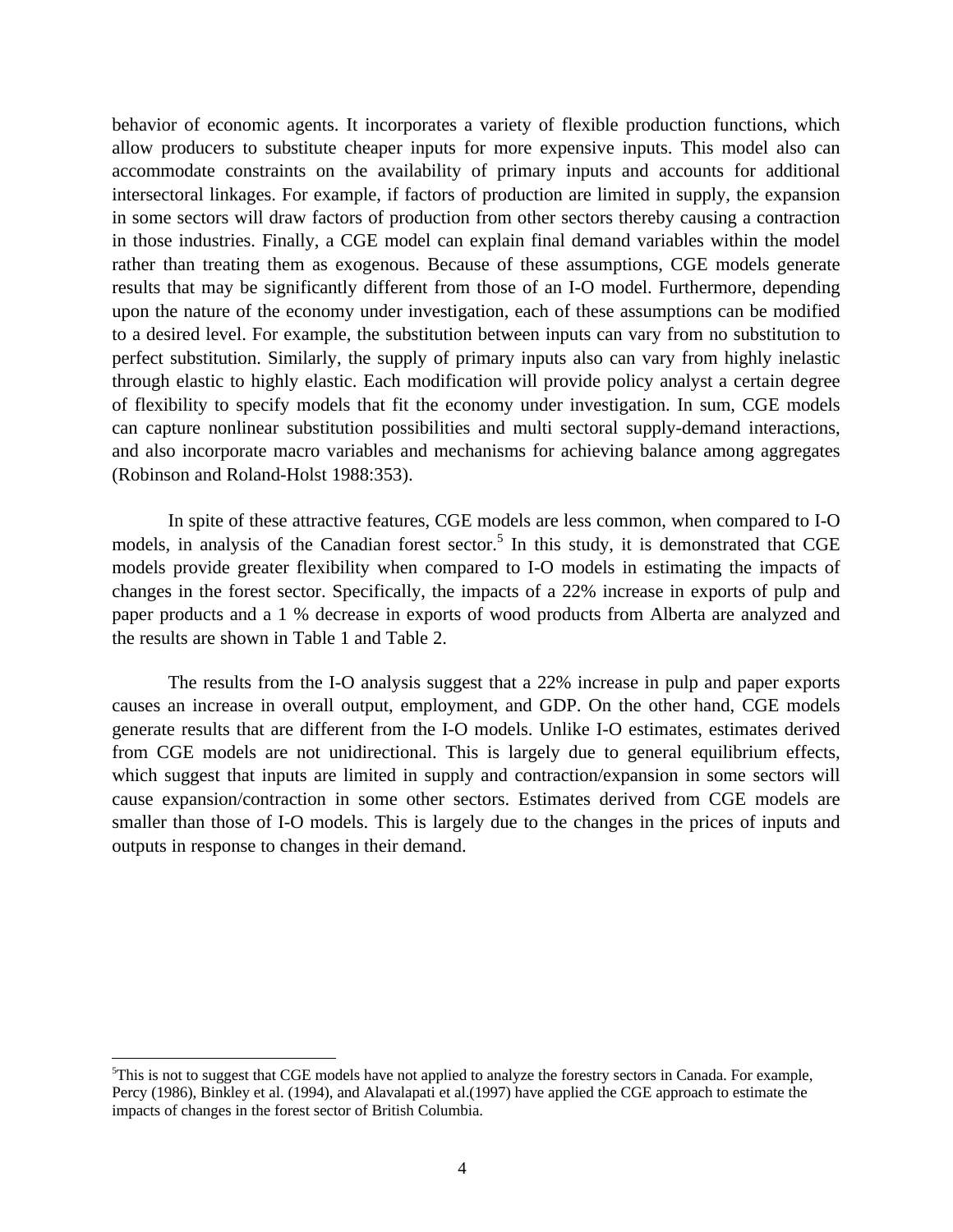behavior of economic agents. It incorporates a variety of flexible production functions, which allow producers to substitute cheaper inputs for more expensive inputs. This model also can accommodate constraints on the availability of primary inputs and accounts for additional intersectoral linkages. For example, if factors of production are limited in supply, the expansion in some sectors will draw factors of production from other sectors thereby causing a contraction in those industries. Finally, a CGE model can explain final demand variables within the model rather than treating them as exogenous. Because of these assumptions, CGE models generate results that may be significantly different from those of an I-O model. Furthermore, depending upon the nature of the economy under investigation, each of these assumptions can be modified to a desired level. For example, the substitution between inputs can vary from no substitution to perfect substitution. Similarly, the supply of primary inputs also can vary from highly inelastic through elastic to highly elastic. Each modification will provide policy analyst a certain degree of flexibility to specify models that fit the economy under investigation. In sum, CGE models can capture nonlinear substitution possibilities and multi sectoral supply-demand interactions, and also incorporate macro variables and mechanisms for achieving balance among aggregates (Robinson and Roland-Holst 1988:353).

In spite of these attractive features, CGE models are less common, when compared to I-O models, in analysis of the Canadian forest sector.[5] In this study, it is demonstrated that CGE models provide greater flexibility when compared to I-O models in estimating the impacts of changes in the forest sector. Specifically, the impacts of a 22% increase in exports of pulp and paper products and a 1 % decrease in exports of wood products from Alberta are analyzed and the results are shown in Table 1 and Table 2.

The results from the I-O analysis suggest that a 22% increase in pulp and paper exports causes an increase in overall output, employment, and GDP. On the other hand, CGE models generate results that are different from the I-O models. Unlike I-O estimates, estimates derived from CGE models are not unidirectional. This is largely due to general equilibrium effects, which suggest that inputs are limited in supply and contraction/expansion in some sectors will cause expansion/contraction in some other sectors. Estimates derived from CGE models are smaller than those of I-O models. This is largely due to the changes in the prices of inputs and outputs in response to changes in their demand.

---

[5]This is not to suggest that CGE models have not applied to analyze the forestry sectors in Canada. For example, Percy (1986), Binkley et al. (1994), and Alavalapati et al.(1997) have applied the CGE approach to estimate the impacts of changes in the forest sector of British Columbia.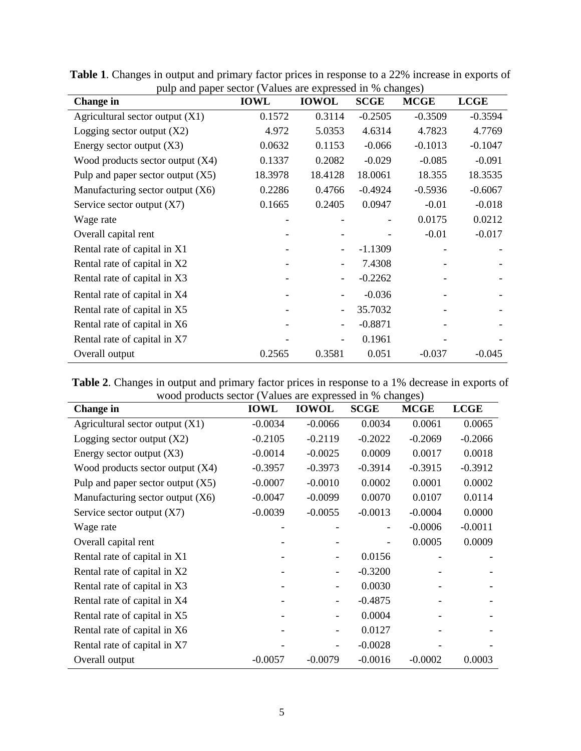**Table 1**. Changes in output and primary factor prices in response to a 22% increase in exports of pulp and paper sector (Values are expressed in % changes)

| Change in | IOWL | IOWOL | SCGE | MCGE | LCGE |
|---|---|---|---|---|---|
| Agricultural sector output (X1) | 0.1572 | 0.3114 | -0.2505 | -0.3509 | -0.3594 |
| Logging sector output (X2) | 4.972 | 5.0353 | 4.6314 | 4.7823 | 4.7769 |
| Energy sector output (X3) | 0.0632 | 0.1153 | -0.066 | -0.1013 | -0.1047 |
| Wood products sector output (X4) | 0.1337 | 0.2082 | -0.029 | -0.085 | -0.091 |
| Pulp and paper sector output (X5) | 18.3978 | 18.4128 | 18.0061 | 18.355 | 18.3535 |
| Manufacturing sector output (X6) | 0.2286 | 0.4766 | -0.4924 | -0.5936 | -0.6067 |
| Service sector output (X7) | 0.1665 | 0.2405 | 0.0947 | -0.01 | -0.018 |
| Wage rate | - | - | - | 0.0175 | 0.0212 |
| Overall capital rent | - | - | - | -0.01 | -0.017 |
| Rental rate of capital in X1 | - | - | -1.1309 | - | - |
| Rental rate of capital in X2 | - | - | 7.4308 | - | - |
| Rental rate of capital in X3 | - | - | -0.2262 | - | - |
| Rental rate of capital in X4 | - | - | -0.036 | - | - |
| Rental rate of capital in X5 | - | - | 35.7032 | - | - |
| Rental rate of capital in X6 | - | - | -0.8871 | - | - |
| Rental rate of capital in X7 | - | - | 0.1961 | - | - |
| Overall output | 0.2565 | 0.3581 | 0.051 | -0.037 | -0.045 |

**Table 2**. Changes in output and primary factor prices in response to a 1% decrease in exports of wood products sector (Values are expressed in % changes)

| Change in | IOWL | IOWOL | SCGE | MCGE | LCGE |
|---|---|---|---|---|---|
| Agricultural sector output (X1) | -0.0034 | -0.0066 | 0.0034 | 0.0061 | 0.0065 |
| Logging sector output (X2) | -0.2105 | -0.2119 | -0.2022 | -0.2069 | -0.2066 |
| Energy sector output (X3) | -0.0014 | -0.0025 | 0.0009 | 0.0017 | 0.0018 |
| Wood products sector output (X4) | -0.3957 | -0.3973 | -0.3914 | -0.3915 | -0.3912 |
| Pulp and paper sector output (X5) | -0.0007 | -0.0010 | 0.0002 | 0.0001 | 0.0002 |
| Manufacturing sector output (X6) | -0.0047 | -0.0099 | 0.0070 | 0.0107 | 0.0114 |
| Service sector output (X7) | -0.0039 | -0.0055 | -0.0013 | -0.0004 | 0.0000 |
| Wage rate | - | - | - | -0.0006 | -0.0011 |
| Overall capital rent | - | - | - | 0.0005 | 0.0009 |
| Rental rate of capital in X1 | - | - | 0.0156 | - | - |
| Rental rate of capital in X2 | - | - | -0.3200 | - | - |
| Rental rate of capital in X3 | - | - | 0.0030 | - | - |
| Rental rate of capital in X4 | - | - | -0.4875 | - | - |
| Rental rate of capital in X5 | - | - | 0.0004 | - | - |
| Rental rate of capital in X6 | - | - | 0.0127 | - | - |
| Rental rate of capital in X7 | - | - | -0.0028 | - | - |
| Overall output | -0.0057 | -0.0079 | -0.0016 | -0.0002 | 0.0003 |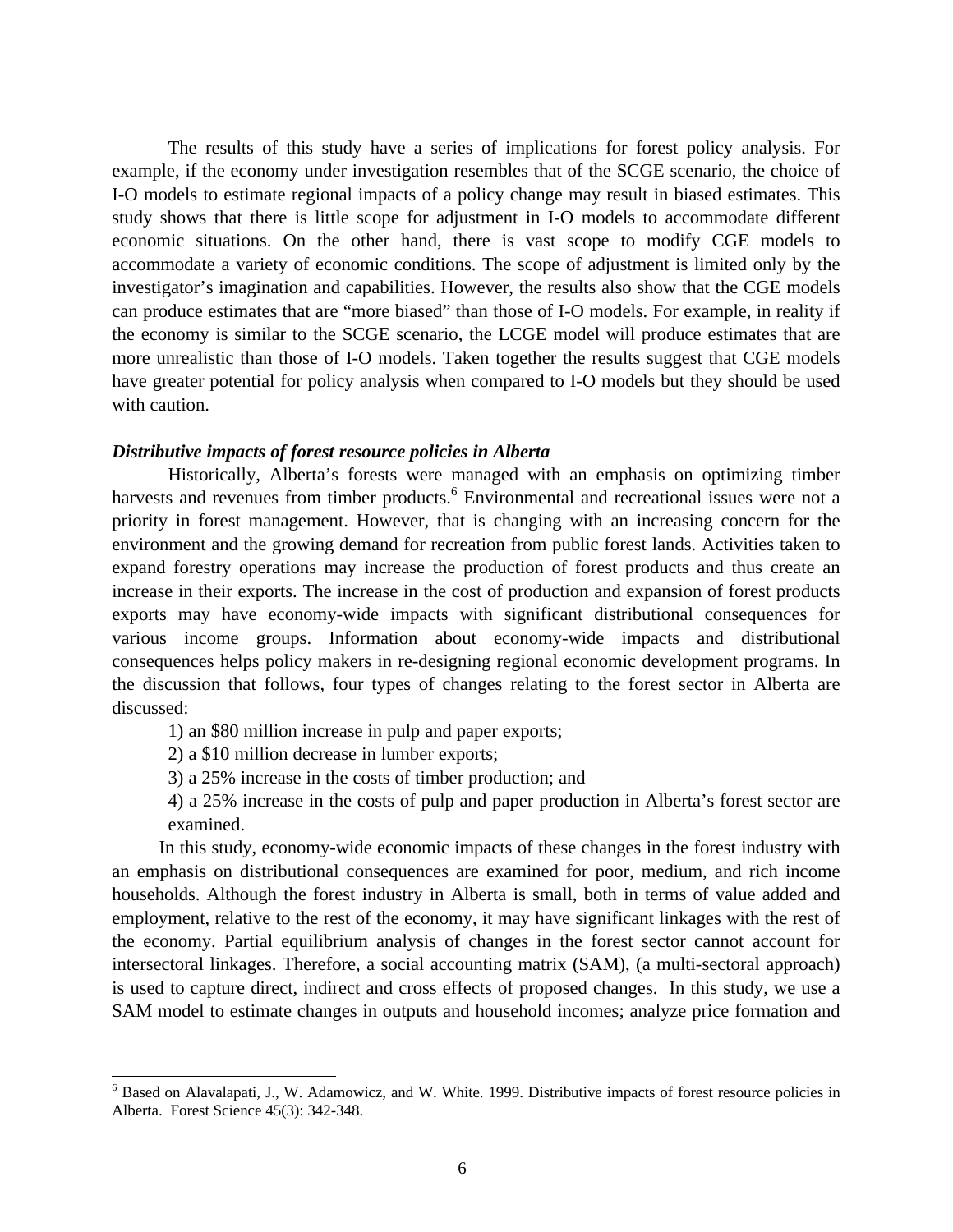The results of this study have a series of implications for forest policy analysis. For example, if the economy under investigation resembles that of the SCGE scenario, the choice of I-O models to estimate regional impacts of a policy change may result in biased estimates. This study shows that there is little scope for adjustment in I-O models to accommodate different economic situations. On the other hand, there is vast scope to modify CGE models to accommodate a variety of economic conditions. The scope of adjustment is limited only by the investigator's imagination and capabilities. However, the results also show that the CGE models can produce estimates that are "more biased" than those of I-O models. For example, in reality if the economy is similar to the SCGE scenario, the LCGE model will produce estimates that are more unrealistic than those of I-O models. Taken together the results suggest that CGE models have greater potential for policy analysis when compared to I-O models but they should be used with caution.

***Distributive impacts of forest resource policies in Alberta***

Historically, Alberta's forests were managed with an emphasis on optimizing timber harvests and revenues from timber products.[6] Environmental and recreational issues were not a priority in forest management. However, that is changing with an increasing concern for the environment and the growing demand for recreation from public forest lands. Activities taken to expand forestry operations may increase the production of forest products and thus create an increase in their exports. The increase in the cost of production and expansion of forest products exports may have economy-wide impacts with significant distributional consequences for various income groups. Information about economy-wide impacts and distributional consequences helps policy makers in re-designing regional economic development programs. In the discussion that follows, four types of changes relating to the forest sector in Alberta are discussed:

1) an $80 million increase in pulp and paper exports;
2) a $10 million decrease in lumber exports;
3) a 25% increase in the costs of timber production; and
4) a 25% increase in the costs of pulp and paper production in Alberta's forest sector are examined.

In this study, economy-wide economic impacts of these changes in the forest industry with an emphasis on distributional consequences are examined for poor, medium, and rich income households. Although the forest industry in Alberta is small, both in terms of value added and employment, relative to the rest of the economy, it may have significant linkages with the rest of the economy. Partial equilibrium analysis of changes in the forest sector cannot account for intersectoral linkages. Therefore, a social accounting matrix (SAM), (a multi-sectoral approach) is used to capture direct, indirect and cross effects of proposed changes. In this study, we use a SAM model to estimate changes in outputs and household incomes; analyze price formation and

---

[6] Based on Alavalapati, J., W. Adamowicz, and W. White. 1999. Distributive impacts of forest resource policies in Alberta. Forest Science 45(3): 342-348.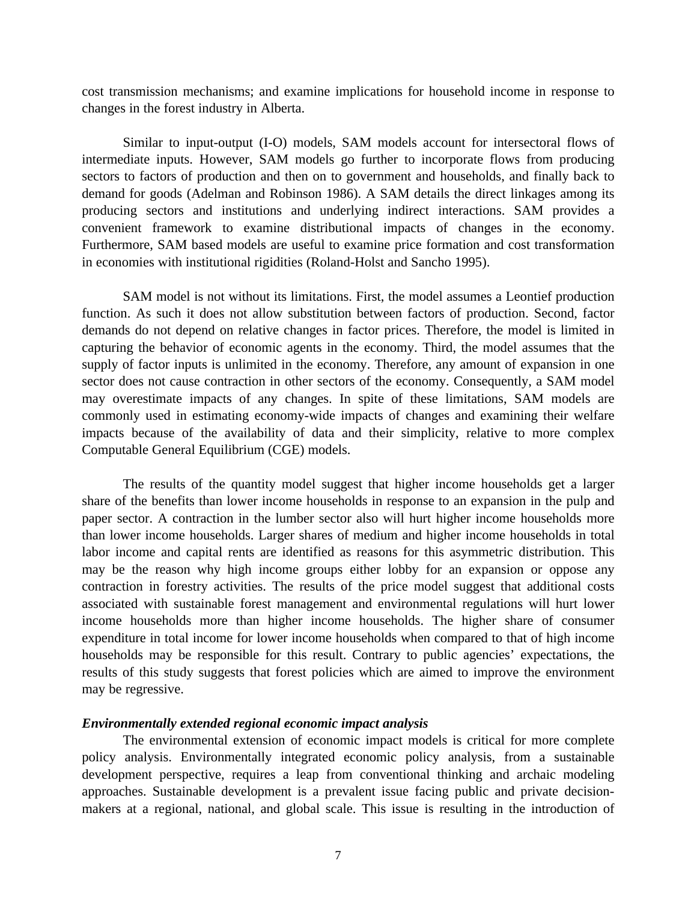cost transmission mechanisms; and examine implications for household income in response to changes in the forest industry in Alberta.

Similar to input-output (I-O) models, SAM models account for intersectoral flows of intermediate inputs. However, SAM models go further to incorporate flows from producing sectors to factors of production and then on to government and households, and finally back to demand for goods (Adelman and Robinson 1986). A SAM details the direct linkages among its producing sectors and institutions and underlying indirect interactions. SAM provides a convenient framework to examine distributional impacts of changes in the economy. Furthermore, SAM based models are useful to examine price formation and cost transformation in economies with institutional rigidities (Roland-Holst and Sancho 1995).

SAM model is not without its limitations. First, the model assumes a Leontief production function. As such it does not allow substitution between factors of production. Second, factor demands do not depend on relative changes in factor prices. Therefore, the model is limited in capturing the behavior of economic agents in the economy. Third, the model assumes that the supply of factor inputs is unlimited in the economy. Therefore, any amount of expansion in one sector does not cause contraction in other sectors of the economy. Consequently, a SAM model may overestimate impacts of any changes. In spite of these limitations, SAM models are commonly used in estimating economy-wide impacts of changes and examining their welfare impacts because of the availability of data and their simplicity, relative to more complex Computable General Equilibrium (CGE) models.

The results of the quantity model suggest that higher income households get a larger share of the benefits than lower income households in response to an expansion in the pulp and paper sector. A contraction in the lumber sector also will hurt higher income households more than lower income households. Larger shares of medium and higher income households in total labor income and capital rents are identified as reasons for this asymmetric distribution. This may be the reason why high income groups either lobby for an expansion or oppose any contraction in forestry activities. The results of the price model suggest that additional costs associated with sustainable forest management and environmental regulations will hurt lower income households more than higher income households. The higher share of consumer expenditure in total income for lower income households when compared to that of high income households may be responsible for this result. Contrary to public agencies' expectations, the results of this study suggests that forest policies which are aimed to improve the environment may be regressive.

***Environmentally extended regional economic impact analysis***

The environmental extension of economic impact models is critical for more complete policy analysis. Environmentally integrated economic policy analysis, from a sustainable development perspective, requires a leap from conventional thinking and archaic modeling approaches. Sustainable development is a prevalent issue facing public and private decision-makers at a regional, national, and global scale. This issue is resulting in the introduction of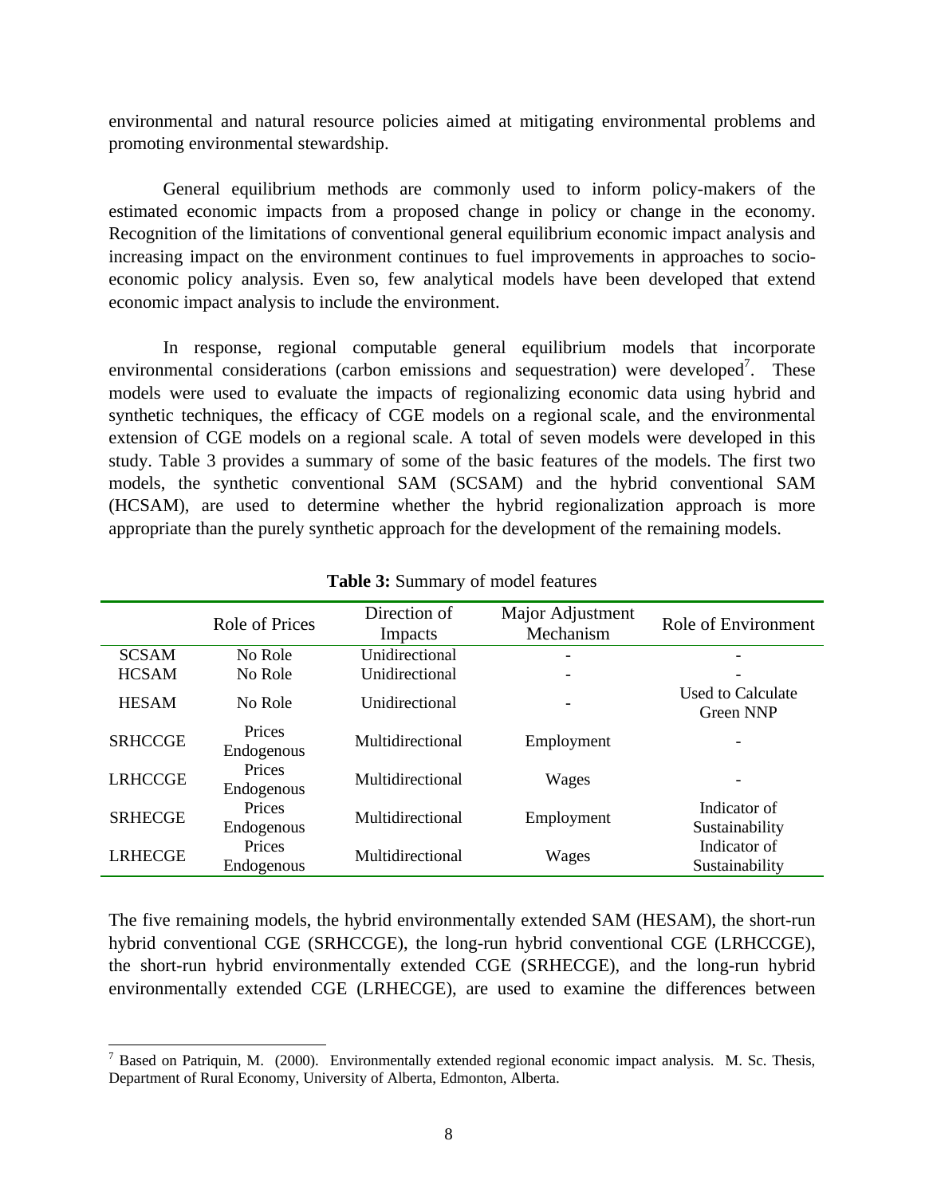environmental and natural resource policies aimed at mitigating environmental problems and promoting environmental stewardship.

General equilibrium methods are commonly used to inform policy-makers of the estimated economic impacts from a proposed change in policy or change in the economy. Recognition of the limitations of conventional general equilibrium economic impact analysis and increasing impact on the environment continues to fuel improvements in approaches to socio-economic policy analysis. Even so, few analytical models have been developed that extend economic impact analysis to include the environment.

In response, regional computable general equilibrium models that incorporate environmental considerations (carbon emissions and sequestration) were developed[7]. These models were used to evaluate the impacts of regionalizing economic data using hybrid and synthetic techniques, the efficacy of CGE models on a regional scale, and the environmental extension of CGE models on a regional scale. A total of seven models were developed in this study. Table 3 provides a summary of some of the basic features of the models. The first two models, the synthetic conventional SAM (SCSAM) and the hybrid conventional SAM (HCSAM), are used to determine whether the hybrid regionalization approach is more appropriate than the purely synthetic approach for the development of the remaining models.

**Table 3:** Summary of model features

| | Role of Prices | Direction of Impacts | Major Adjustment Mechanism | Role of Environment |
|---|---|---|---|---|
| SCSAM | No Role | Unidirectional | - | - |
| HCSAM | No Role | Unidirectional | - | - |
| HESAM | No Role | Unidirectional | - | Used to Calculate Green NNP |
| SRHCCGE | Prices Endogenous | Multidirectional | Employment | - |
| LRHCCGE | Prices Endogenous | Multidirectional | Wages | - |
| SRHECGE | Prices Endogenous | Multidirectional | Employment | Indicator of Sustainability |
| LRHECGE | Prices Endogenous | Multidirectional | Wages | Indicator of Sustainability |

The five remaining models, the hybrid environmentally extended SAM (HESAM), the short-run hybrid conventional CGE (SRHCCGE), the long-run hybrid conventional CGE (LRHCCGE), the short-run hybrid environmentally extended CGE (SRHECGE), and the long-run hybrid environmentally extended CGE (LRHECGE), are used to examine the differences between

[7] Based on Patriquin, M. (2000). Environmentally extended regional economic impact analysis. M. Sc. Thesis, Department of Rural Economy, University of Alberta, Edmonton, Alberta.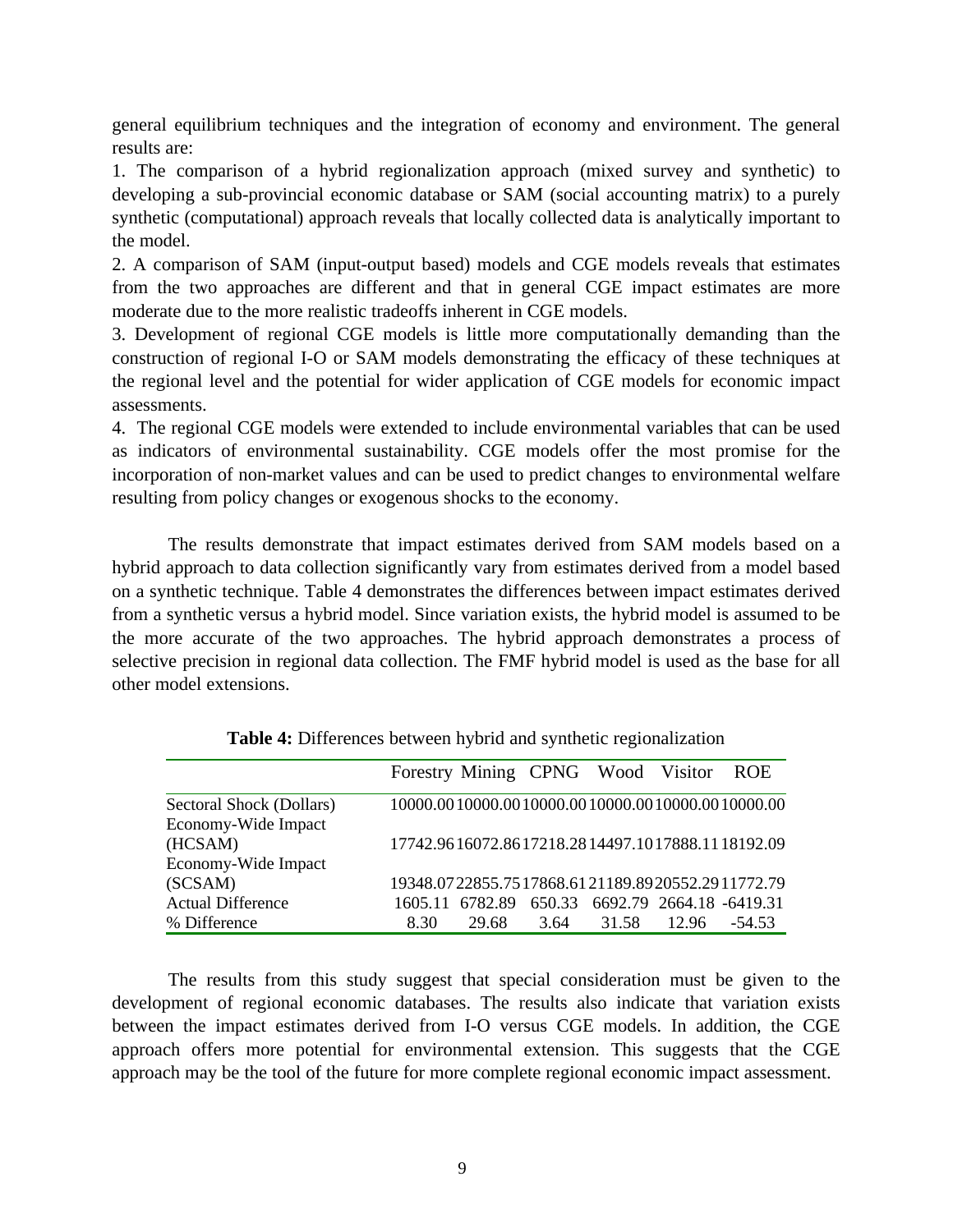general equilibrium techniques and the integration of economy and environment. The general results are:

1. The comparison of a hybrid regionalization approach (mixed survey and synthetic) to developing a sub-provincial economic database or SAM (social accounting matrix) to a purely synthetic (computational) approach reveals that locally collected data is analytically important to the model.
2. A comparison of SAM (input-output based) models and CGE models reveals that estimates from the two approaches are different and that in general CGE impact estimates are more moderate due to the more realistic tradeoffs inherent in CGE models.
3. Development of regional CGE models is little more computationally demanding than the construction of regional I-O or SAM models demonstrating the efficacy of these techniques at the regional level and the potential for wider application of CGE models for economic impact assessments.
4. The regional CGE models were extended to include environmental variables that can be used as indicators of environmental sustainability. CGE models offer the most promise for the incorporation of non-market values and can be used to predict changes to environmental welfare resulting from policy changes or exogenous shocks to the economy.

The results demonstrate that impact estimates derived from SAM models based on a hybrid approach to data collection significantly vary from estimates derived from a model based on a synthetic technique. Table 4 demonstrates the differences between impact estimates derived from a synthetic versus a hybrid model. Since variation exists, the hybrid model is assumed to be the more accurate of the two approaches. The hybrid approach demonstrates a process of selective precision in regional data collection. The FMF hybrid model is used as the base for all other model extensions.

**Table 4:** Differences between hybrid and synthetic regionalization

| | Forestry | Mining | CPNG | Wood | Visitor | ROE |
|---|---|---|---|---|---|---|
| Sectoral Shock (Dollars) | 10000.00 | 10000.00 | 10000.00 | 10000.00 | 10000.00 | 10000.00 |
| Economy-Wide Impact (HCSAM) | 17742.96 | 16072.86 | 17218.28 | 14497.10 | 17888.11 | 18192.09 |
| Economy-Wide Impact (SCSAM) | 19348.07 | 22855.75 | 17868.61 | 21189.89 | 20552.29 | 11772.79 |
| Actual Difference | 1605.11 | 6782.89 | 650.33 | 6692.79 | 2664.18 | -6419.31 |
| % Difference | 8.30 | 29.68 | 3.64 | 31.58 | 12.96 | -54.53 |

The results from this study suggest that special consideration must be given to the development of regional economic databases. The results also indicate that variation exists between the impact estimates derived from I-O versus CGE models. In addition, the CGE approach offers more potential for environmental extension. This suggests that the CGE approach may be the tool of the future for more complete regional economic impact assessment.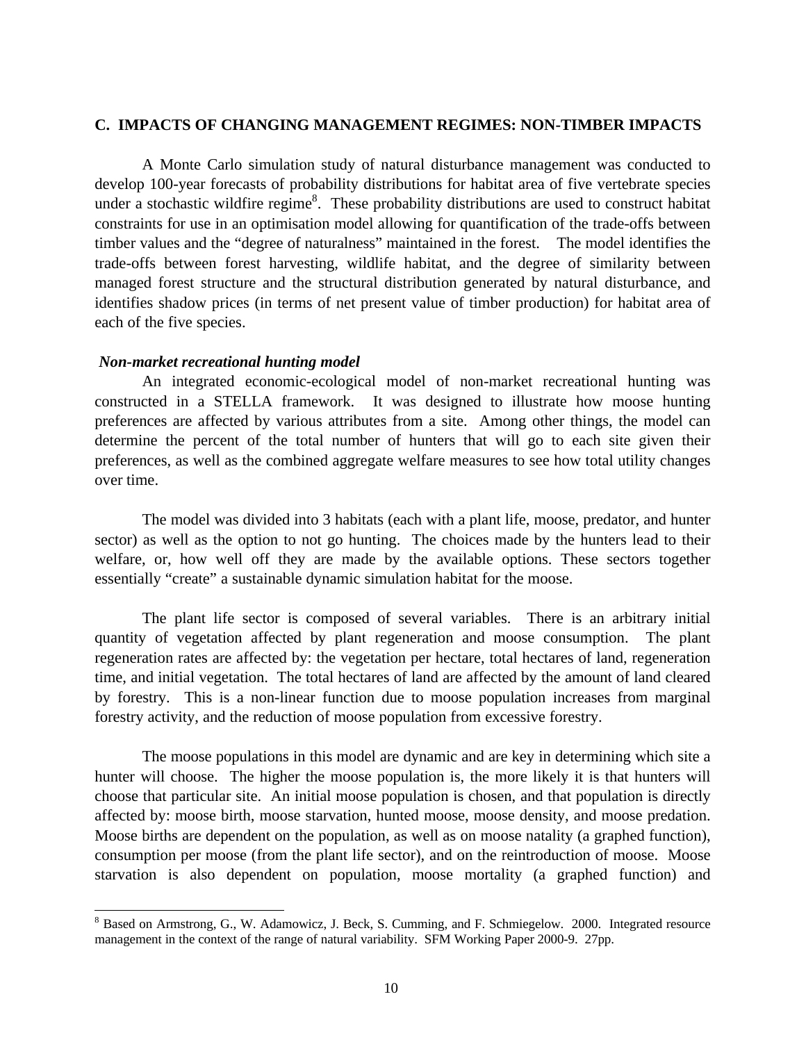## C. IMPACTS OF CHANGING MANAGEMENT REGIMES: NON-TIMBER IMPACTS

A Monte Carlo simulation study of natural disturbance management was conducted to develop 100-year forecasts of probability distributions for habitat area of five vertebrate species under a stochastic wildfire regime[8]. These probability distributions are used to construct habitat constraints for use in an optimisation model allowing for quantification of the trade-offs between timber values and the "degree of naturalness" maintained in the forest. The model identifies the trade-offs between forest harvesting, wildlife habitat, and the degree of similarity between managed forest structure and the structural distribution generated by natural disturbance, and identifies shadow prices (in terms of net present value of timber production) for habitat area of each of the five species.

### *Non-market recreational hunting model*

An integrated economic-ecological model of non-market recreational hunting was constructed in a STELLA framework. It was designed to illustrate how moose hunting preferences are affected by various attributes from a site. Among other things, the model can determine the percent of the total number of hunters that will go to each site given their preferences, as well as the combined aggregate welfare measures to see how total utility changes over time.

The model was divided into 3 habitats (each with a plant life, moose, predator, and hunter sector) as well as the option to not go hunting. The choices made by the hunters lead to their welfare, or, how well off they are made by the available options. These sectors together essentially "create" a sustainable dynamic simulation habitat for the moose.

The plant life sector is composed of several variables. There is an arbitrary initial quantity of vegetation affected by plant regeneration and moose consumption. The plant regeneration rates are affected by: the vegetation per hectare, total hectares of land, regeneration time, and initial vegetation. The total hectares of land are affected by the amount of land cleared by forestry. This is a non-linear function due to moose population increases from marginal forestry activity, and the reduction of moose population from excessive forestry.

The moose populations in this model are dynamic and are key in determining which site a hunter will choose. The higher the moose population is, the more likely it is that hunters will choose that particular site. An initial moose population is chosen, and that population is directly affected by: moose birth, moose starvation, hunted moose, moose density, and moose predation. Moose births are dependent on the population, as well as on moose natality (a graphed function), consumption per moose (from the plant life sector), and on the reintroduction of moose. Moose starvation is also dependent on population, moose mortality (a graphed function) and

---

[8] Based on Armstrong, G., W. Adamowicz, J. Beck, S. Cumming, and F. Schmiegelow. 2000. Integrated resource management in the context of the range of natural variability. SFM Working Paper 2000-9. 27pp.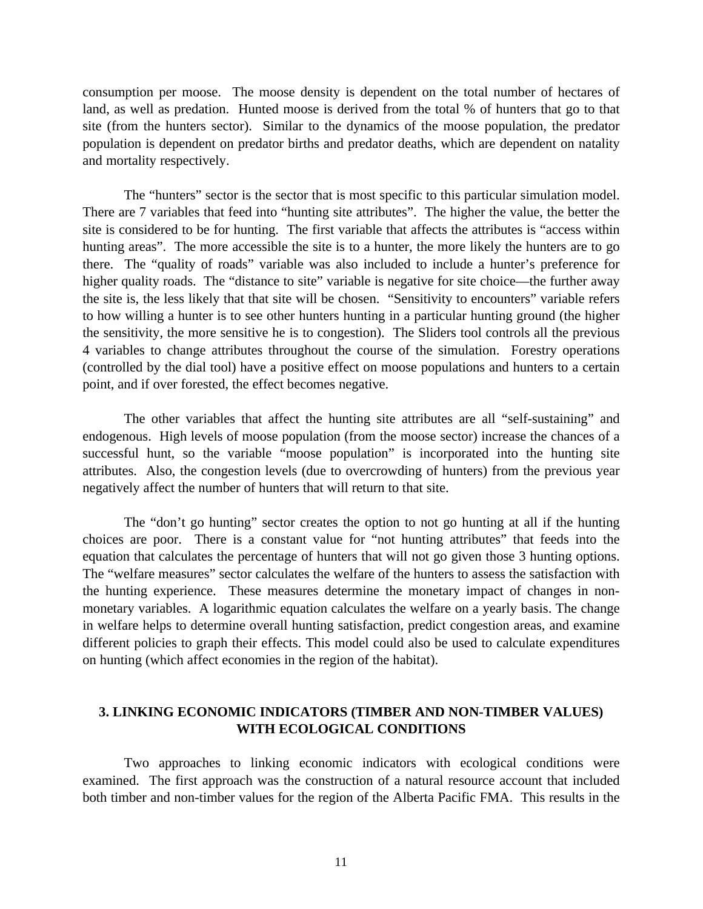consumption per moose. The moose density is dependent on the total number of hectares of land, as well as predation. Hunted moose is derived from the total % of hunters that go to that site (from the hunters sector). Similar to the dynamics of the moose population, the predator population is dependent on predator births and predator deaths, which are dependent on natality and mortality respectively.

The "hunters" sector is the sector that is most specific to this particular simulation model. There are 7 variables that feed into "hunting site attributes". The higher the value, the better the site is considered to be for hunting. The first variable that affects the attributes is "access within hunting areas". The more accessible the site is to a hunter, the more likely the hunters are to go there. The "quality of roads" variable was also included to include a hunter's preference for higher quality roads. The "distance to site" variable is negative for site choice—the further away the site is, the less likely that that site will be chosen. "Sensitivity to encounters" variable refers to how willing a hunter is to see other hunters hunting in a particular hunting ground (the higher the sensitivity, the more sensitive he is to congestion). The Sliders tool controls all the previous 4 variables to change attributes throughout the course of the simulation. Forestry operations (controlled by the dial tool) have a positive effect on moose populations and hunters to a certain point, and if over forested, the effect becomes negative.

The other variables that affect the hunting site attributes are all "self-sustaining" and endogenous. High levels of moose population (from the moose sector) increase the chances of a successful hunt, so the variable "moose population" is incorporated into the hunting site attributes. Also, the congestion levels (due to overcrowding of hunters) from the previous year negatively affect the number of hunters that will return to that site.

The "don't go hunting" sector creates the option to not go hunting at all if the hunting choices are poor. There is a constant value for "not hunting attributes" that feeds into the equation that calculates the percentage of hunters that will not go given those 3 hunting options. The "welfare measures" sector calculates the welfare of the hunters to assess the satisfaction with the hunting experience. These measures determine the monetary impact of changes in non-monetary variables. A logarithmic equation calculates the welfare on a yearly basis. The change in welfare helps to determine overall hunting satisfaction, predict congestion areas, and examine different policies to graph their effects. This model could also be used to calculate expenditures on hunting (which affect economies in the region of the habitat).

## 3. LINKING ECONOMIC INDICATORS (TIMBER AND NON-TIMBER VALUES) WITH ECOLOGICAL CONDITIONS

Two approaches to linking economic indicators with ecological conditions were examined. The first approach was the construction of a natural resource account that included both timber and non-timber values for the region of the Alberta Pacific FMA. This results in the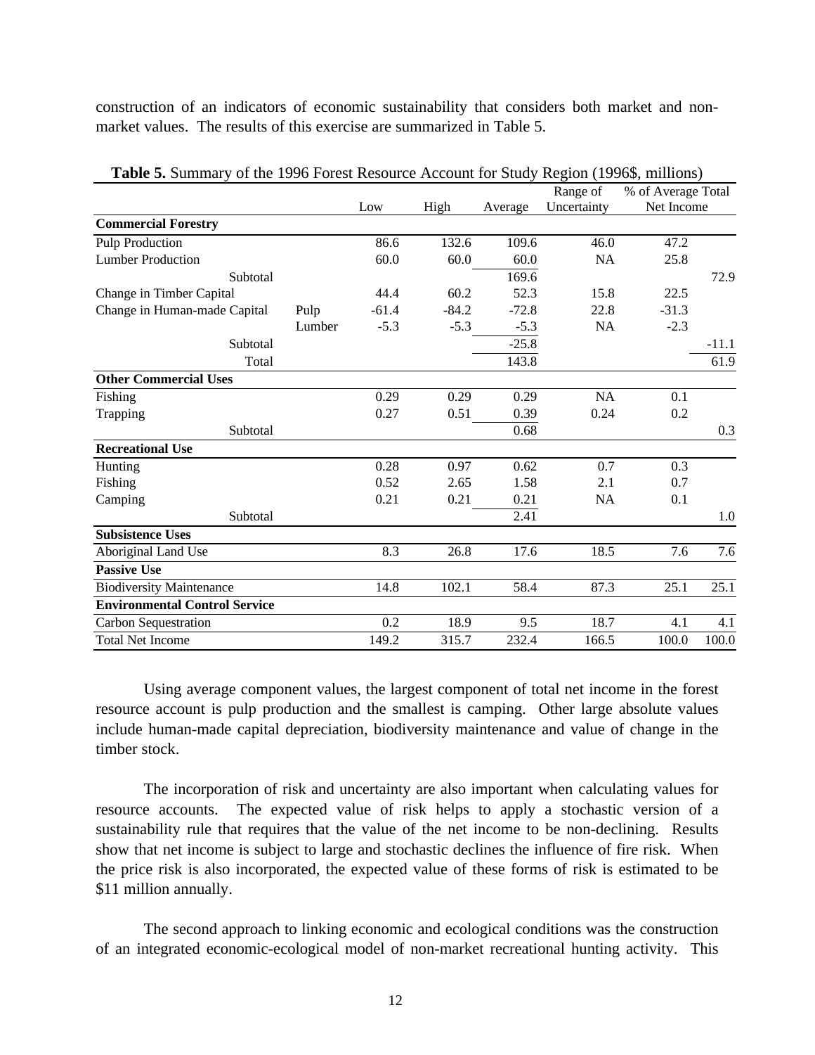construction of an indicators of economic sustainability that considers both market and non-market values. The results of this exercise are summarized in Table 5.

**Table 5.** Summary of the 1996 Forest Resource Account for Study Region (1996$, millions)

| | | Low | High | Average | Range of Uncertainty | % of Average Total Net Income | |
|---|---|---|---|---|---|---|---|
| **Commercial Forestry** | | | | | | | |
| Pulp Production | | 86.6 | 132.6 | 109.6 | 46.0 | 47.2 | |
| Lumber Production | | 60.0 | 60.0 | 60.0 | NA | 25.8 | |
| Subtotal | | | | 169.6 | | | 72.9 |
| Change in Timber Capital | | 44.4 | 60.2 | 52.3 | 15.8 | 22.5 | |
| Change in Human-made Capital | Pulp | -61.4 | -84.2 | -72.8 | 22.8 | -31.3 | |
| | Lumber | -5.3 | -5.3 | -5.3 | NA | -2.3 | |
| Subtotal | | | | -25.8 | | | -11.1 |
| Total | | | | 143.8 | | | 61.9 |
| **Other Commercial Uses** | | | | | | | |
| Fishing | | 0.29 | 0.29 | 0.29 | NA | 0.1 | |
| Trapping | | 0.27 | 0.51 | 0.39 | 0.24 | 0.2 | |
| Subtotal | | | | 0.68 | | | 0.3 |
| **Recreational Use** | | | | | | | |
| Hunting | | 0.28 | 0.97 | 0.62 | 0.7 | 0.3 | |
| Fishing | | 0.52 | 2.65 | 1.58 | 2.1 | 0.7 | |
| Camping | | 0.21 | 0.21 | 0.21 | NA | 0.1 | |
| Subtotal | | | | 2.41 | | | 1.0 |
| **Subsistence Uses** | | | | | | | |
| Aboriginal Land Use | | 8.3 | 26.8 | 17.6 | 18.5 | 7.6 | 7.6 |
| **Passive Use** | | | | | | | |
| Biodiversity Maintenance | | 14.8 | 102.1 | 58.4 | 87.3 | 25.1 | 25.1 |
| **Environmental Control Service** | | | | | | | |
| Carbon Sequestration | | 0.2 | 18.9 | 9.5 | 18.7 | 4.1 | 4.1 |
| Total Net Income | | 149.2 | 315.7 | 232.4 | 166.5 | 100.0 | 100.0 |

Using average component values, the largest component of total net income in the forest resource account is pulp production and the smallest is camping. Other large absolute values include human-made capital depreciation, biodiversity maintenance and value of change in the timber stock.

The incorporation of risk and uncertainty are also important when calculating values for resource accounts. The expected value of risk helps to apply a stochastic version of a sustainability rule that requires that the value of the net income to be non-declining. Results show that net income is subject to large and stochastic declines the influence of fire risk. When the price risk is also incorporated, the expected value of these forms of risk is estimated to be $11 million annually.

The second approach to linking economic and ecological conditions was the construction of an integrated economic-ecological model of non-market recreational hunting activity. This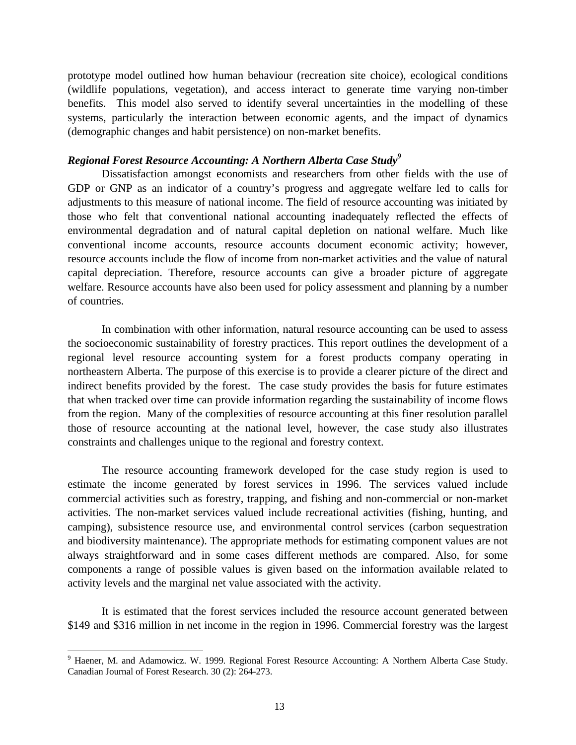prototype model outlined how human behaviour (recreation site choice), ecological conditions (wildlife populations, vegetation), and access interact to generate time varying non-timber benefits. This model also served to identify several uncertainties in the modelling of these systems, particularly the interaction between economic agents, and the impact of dynamics (demographic changes and habit persistence) on non-market benefits.

### *Regional Forest Resource Accounting: A Northern Alberta Case Study*[9]

Dissatisfaction amongst economists and researchers from other fields with the use of GDP or GNP as an indicator of a country's progress and aggregate welfare led to calls for adjustments to this measure of national income. The field of resource accounting was initiated by those who felt that conventional national accounting inadequately reflected the effects of environmental degradation and of natural capital depletion on national welfare. Much like conventional income accounts, resource accounts document economic activity; however, resource accounts include the flow of income from non-market activities and the value of natural capital depreciation. Therefore, resource accounts can give a broader picture of aggregate welfare. Resource accounts have also been used for policy assessment and planning by a number of countries.

In combination with other information, natural resource accounting can be used to assess the socioeconomic sustainability of forestry practices. This report outlines the development of a regional level resource accounting system for a forest products company operating in northeastern Alberta. The purpose of this exercise is to provide a clearer picture of the direct and indirect benefits provided by the forest. The case study provides the basis for future estimates that when tracked over time can provide information regarding the sustainability of income flows from the region. Many of the complexities of resource accounting at this finer resolution parallel those of resource accounting at the national level, however, the case study also illustrates constraints and challenges unique to the regional and forestry context.

The resource accounting framework developed for the case study region is used to estimate the income generated by forest services in 1996. The services valued include commercial activities such as forestry, trapping, and fishing and non-commercial or non-market activities. The non-market services valued include recreational activities (fishing, hunting, and camping), subsistence resource use, and environmental control services (carbon sequestration and biodiversity maintenance). The appropriate methods for estimating component values are not always straightforward and in some cases different methods are compared. Also, for some components a range of possible values is given based on the information available related to activity levels and the marginal net value associated with the activity.

It is estimated that the forest services included the resource account generated between \$149 and \$316 million in net income in the region in 1996. Commercial forestry was the largest

---

[9] Haener, M. and Adamowicz. W. 1999. Regional Forest Resource Accounting: A Northern Alberta Case Study. Canadian Journal of Forest Research. 30 (2): 264-273.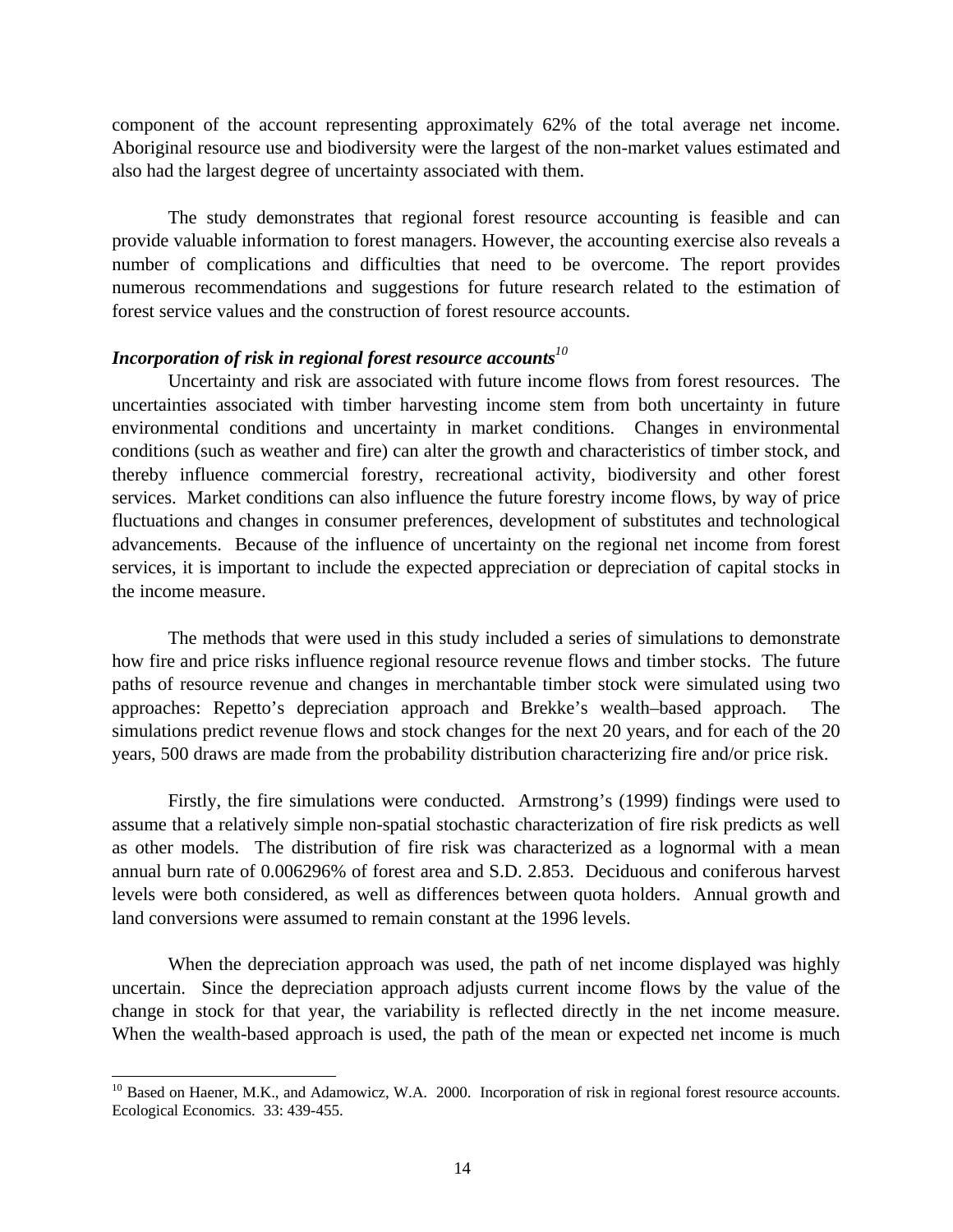component of the account representing approximately 62% of the total average net income. Aboriginal resource use and biodiversity were the largest of the non-market values estimated and also had the largest degree of uncertainty associated with them.

The study demonstrates that regional forest resource accounting is feasible and can provide valuable information to forest managers. However, the accounting exercise also reveals a number of complications and difficulties that need to be overcome. The report provides numerous recommendations and suggestions for future research related to the estimation of forest service values and the construction of forest resource accounts.

***Incorporation of risk in regional forest resource accounts***[10]

Uncertainty and risk are associated with future income flows from forest resources. The uncertainties associated with timber harvesting income stem from both uncertainty in future environmental conditions and uncertainty in market conditions. Changes in environmental conditions (such as weather and fire) can alter the growth and characteristics of timber stock, and thereby influence commercial forestry, recreational activity, biodiversity and other forest services. Market conditions can also influence the future forestry income flows, by way of price fluctuations and changes in consumer preferences, development of substitutes and technological advancements. Because of the influence of uncertainty on the regional net income from forest services, it is important to include the expected appreciation or depreciation of capital stocks in the income measure.

The methods that were used in this study included a series of simulations to demonstrate how fire and price risks influence regional resource revenue flows and timber stocks. The future paths of resource revenue and changes in merchantable timber stock were simulated using two approaches: Repetto's depreciation approach and Brekke's wealth–based approach. The simulations predict revenue flows and stock changes for the next 20 years, and for each of the 20 years, 500 draws are made from the probability distribution characterizing fire and/or price risk.

Firstly, the fire simulations were conducted. Armstrong's (1999) findings were used to assume that a relatively simple non-spatial stochastic characterization of fire risk predicts as well as other models. The distribution of fire risk was characterized as a lognormal with a mean annual burn rate of 0.006296% of forest area and S.D. 2.853. Deciduous and coniferous harvest levels were both considered, as well as differences between quota holders. Annual growth and land conversions were assumed to remain constant at the 1996 levels.

When the depreciation approach was used, the path of net income displayed was highly uncertain. Since the depreciation approach adjusts current income flows by the value of the change in stock for that year, the variability is reflected directly in the net income measure. When the wealth-based approach is used, the path of the mean or expected net income is much

---

[10] Based on Haener, M.K., and Adamowicz, W.A. 2000. Incorporation of risk in regional forest resource accounts. Ecological Economics. 33: 439-455.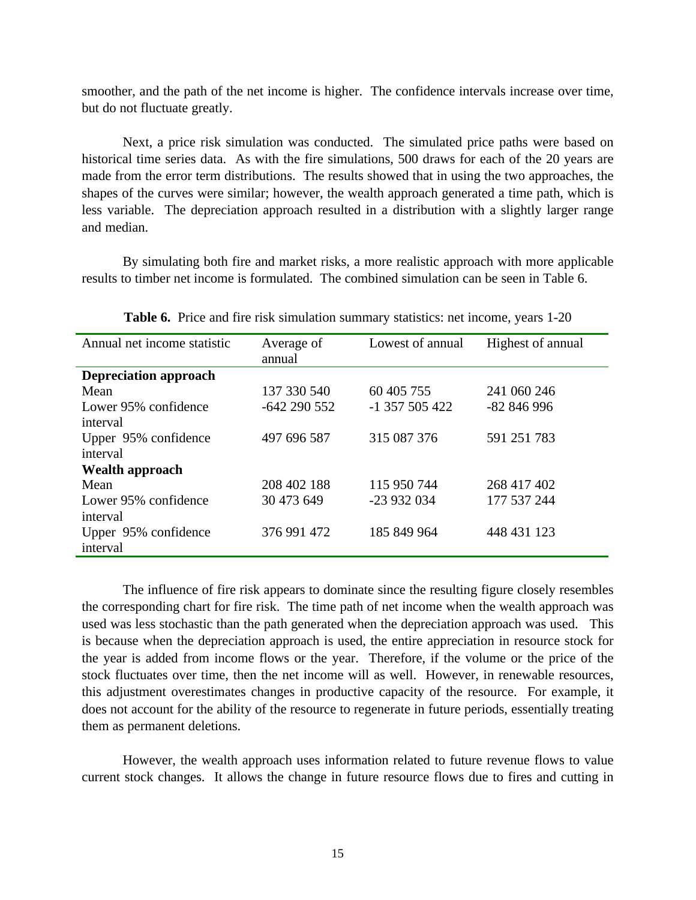smoother, and the path of the net income is higher. The confidence intervals increase over time, but do not fluctuate greatly.

Next, a price risk simulation was conducted. The simulated price paths were based on historical time series data. As with the fire simulations, 500 draws for each of the 20 years are made from the error term distributions. The results showed that in using the two approaches, the shapes of the curves were similar; however, the wealth approach generated a time path, which is less variable. The depreciation approach resulted in a distribution with a slightly larger range and median.

By simulating both fire and market risks, a more realistic approach with more applicable results to timber net income is formulated. The combined simulation can be seen in Table 6.

**Table 6.** Price and fire risk simulation summary statistics: net income, years 1-20

| Annual net income statistic | Average of annual | Lowest of annual | Highest of annual |
|---|---|---|---|
| **Depreciation approach** | | | |
| Mean | 137 330 540 | 60 405 755 | 241 060 246 |
| Lower 95% confidence interval | -642 290 552 | -1 357 505 422 | -82 846 996 |
| Upper 95% confidence interval | 497 696 587 | 315 087 376 | 591 251 783 |
| **Wealth approach** | | | |
| Mean | 208 402 188 | 115 950 744 | 268 417 402 |
| Lower 95% confidence interval | 30 473 649 | -23 932 034 | 177 537 244 |
| Upper 95% confidence interval | 376 991 472 | 185 849 964 | 448 431 123 |

The influence of fire risk appears to dominate since the resulting figure closely resembles the corresponding chart for fire risk. The time path of net income when the wealth approach was used was less stochastic than the path generated when the depreciation approach was used. This is because when the depreciation approach is used, the entire appreciation in resource stock for the year is added from income flows or the year. Therefore, if the volume or the price of the stock fluctuates over time, then the net income will as well. However, in renewable resources, this adjustment overestimates changes in productive capacity of the resource. For example, it does not account for the ability of the resource to regenerate in future periods, essentially treating them as permanent deletions.

However, the wealth approach uses information related to future revenue flows to value current stock changes. It allows the change in future resource flows due to fires and cutting in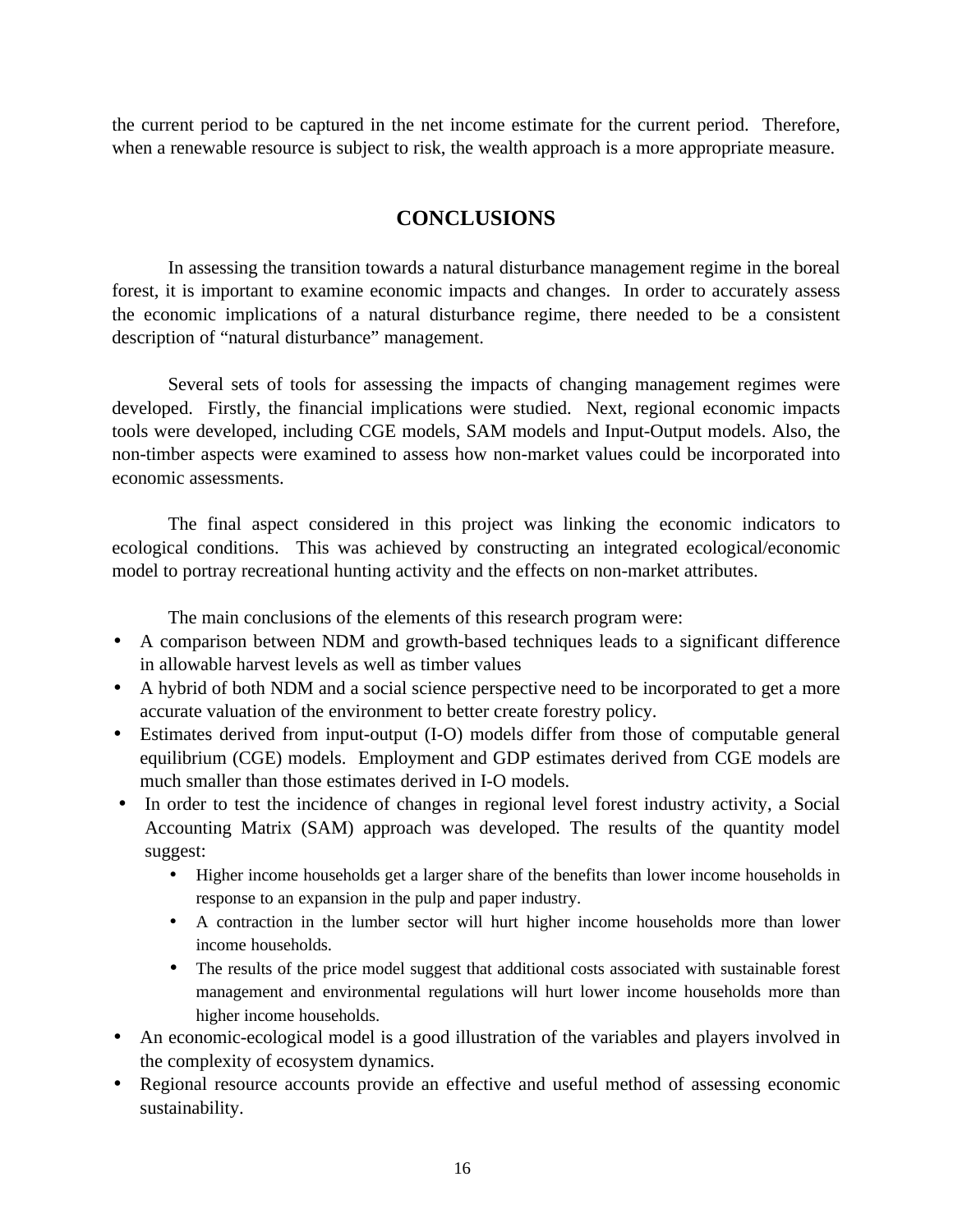the current period to be captured in the net income estimate for the current period. Therefore, when a renewable resource is subject to risk, the wealth approach is a more appropriate measure.

## CONCLUSIONS

In assessing the transition towards a natural disturbance management regime in the boreal forest, it is important to examine economic impacts and changes. In order to accurately assess the economic implications of a natural disturbance regime, there needed to be a consistent description of "natural disturbance" management.

Several sets of tools for assessing the impacts of changing management regimes were developed. Firstly, the financial implications were studied. Next, regional economic impacts tools were developed, including CGE models, SAM models and Input-Output models. Also, the non-timber aspects were examined to assess how non-market values could be incorporated into economic assessments.

The final aspect considered in this project was linking the economic indicators to ecological conditions. This was achieved by constructing an integrated ecological/economic model to portray recreational hunting activity and the effects on non-market attributes.

The main conclusions of the elements of this research program were:

- A comparison between NDM and growth-based techniques leads to a significant difference in allowable harvest levels as well as timber values
- A hybrid of both NDM and a social science perspective need to be incorporated to get a more accurate valuation of the environment to better create forestry policy.
- Estimates derived from input-output (I-O) models differ from those of computable general equilibrium (CGE) models. Employment and GDP estimates derived from CGE models are much smaller than those estimates derived in I-O models.
- In order to test the incidence of changes in regional level forest industry activity, a Social Accounting Matrix (SAM) approach was developed. The results of the quantity model suggest:
  - Higher income households get a larger share of the benefits than lower income households in response to an expansion in the pulp and paper industry.
  - A contraction in the lumber sector will hurt higher income households more than lower income households.
  - The results of the price model suggest that additional costs associated with sustainable forest management and environmental regulations will hurt lower income households more than higher income households.
- An economic-ecological model is a good illustration of the variables and players involved in the complexity of ecosystem dynamics.
- Regional resource accounts provide an effective and useful method of assessing economic sustainability.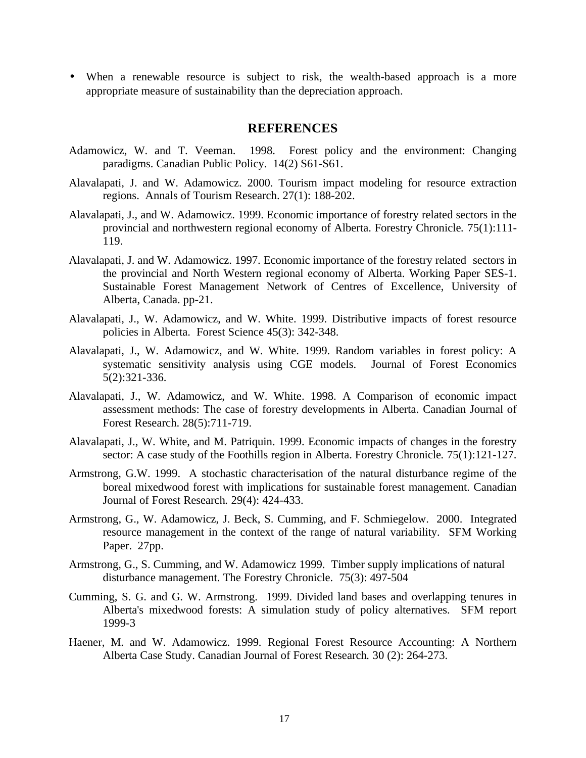- When a renewable resource is subject to risk, the wealth-based approach is a more appropriate measure of sustainability than the depreciation approach.

## REFERENCES

Adamowicz, W. and T. Veeman. 1998. Forest policy and the environment: Changing paradigms. Canadian Public Policy. 14(2) S61-S61.

Alavalapati, J. and W. Adamowicz. 2000. Tourism impact modeling for resource extraction regions. Annals of Tourism Research. 27(1): 188-202.

Alavalapati, J., and W. Adamowicz. 1999. Economic importance of forestry related sectors in the provincial and northwestern regional economy of Alberta. Forestry Chronicle. 75(1):111-119.

Alavalapati, J. and W. Adamowicz. 1997. Economic importance of the forestry related sectors in the provincial and North Western regional economy of Alberta. Working Paper SES-1. Sustainable Forest Management Network of Centres of Excellence, University of Alberta, Canada. pp-21.

Alavalapati, J., W. Adamowicz, and W. White. 1999. Distributive impacts of forest resource policies in Alberta. Forest Science 45(3): 342-348.

Alavalapati, J., W. Adamowicz, and W. White. 1999. Random variables in forest policy: A systematic sensitivity analysis using CGE models. Journal of Forest Economics 5(2):321-336.

Alavalapati, J., W. Adamowicz, and W. White. 1998. A Comparison of economic impact assessment methods: The case of forestry developments in Alberta. Canadian Journal of Forest Research. 28(5):711-719.

Alavalapati, J., W. White, and M. Patriquin. 1999. Economic impacts of changes in the forestry sector: A case study of the Foothills region in Alberta. Forestry Chronicle. 75(1):121-127.

Armstrong, G.W. 1999. A stochastic characterisation of the natural disturbance regime of the boreal mixedwood forest with implications for sustainable forest management. Canadian Journal of Forest Research. 29(4): 424-433.

Armstrong, G., W. Adamowicz, J. Beck, S. Cumming, and F. Schmiegelow. 2000. Integrated resource management in the context of the range of natural variability. SFM Working Paper. 27pp.

Armstrong, G., S. Cumming, and W. Adamowicz 1999. Timber supply implications of natural disturbance management. The Forestry Chronicle. 75(3): 497-504

Cumming, S. G. and G. W. Armstrong. 1999. Divided land bases and overlapping tenures in Alberta's mixedwood forests: A simulation study of policy alternatives. SFM report 1999-3

Haener, M. and W. Adamowicz. 1999. Regional Forest Resource Accounting: A Northern Alberta Case Study. Canadian Journal of Forest Research. 30 (2): 264-273.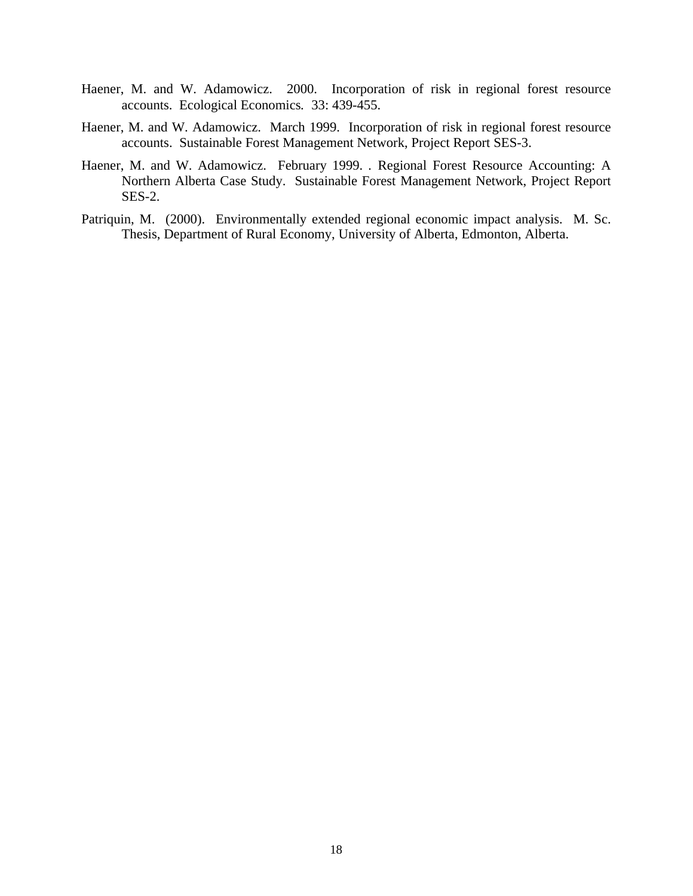Haener, M. and W. Adamowicz. 2000. Incorporation of risk in regional forest resource accounts. Ecological Economics. 33: 439-455.

Haener, M. and W. Adamowicz. March 1999. Incorporation of risk in regional forest resource accounts. Sustainable Forest Management Network, Project Report SES-3.

Haener, M. and W. Adamowicz. February 1999. . Regional Forest Resource Accounting: A Northern Alberta Case Study. Sustainable Forest Management Network, Project Report SES-2.

Patriquin, M. (2000). Environmentally extended regional economic impact analysis. M. Sc. Thesis, Department of Rural Economy, University of Alberta, Edmonton, Alberta.